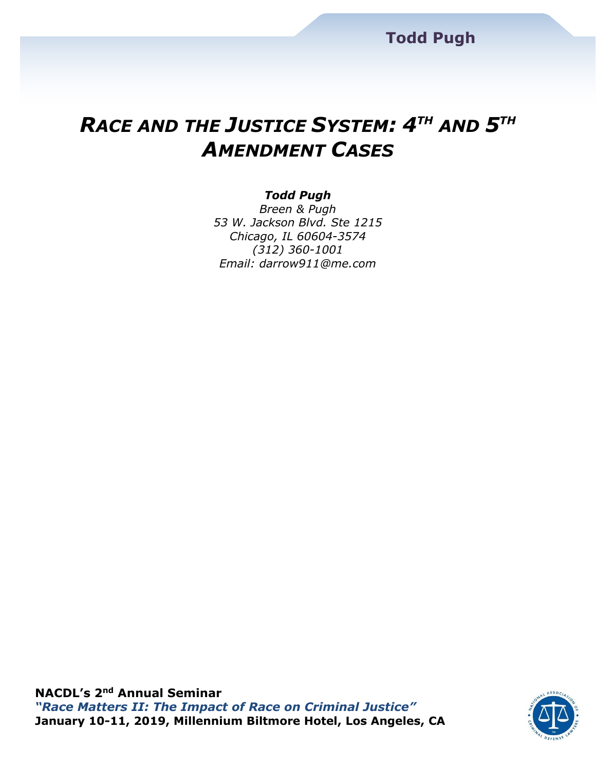# *RACE AND THE JUSTICE SYSTEM: 4TH AND 5TH AMENDMENT CASES*

***Todd Pugh***
*Breen & Pugh*
*53 W. Jackson Blvd. Ste 1215*
*Chicago, IL 60604-3574*
*(312) 360-1001*
*Email: darrow911@me.com*

**NACDL's 2nd Annual Seminar**
***"Race Matters II: The Impact of Race on Criminal Justice"***
**January 10-11, 2019, Millennium Biltmore Hotel, Los Angeles, CA**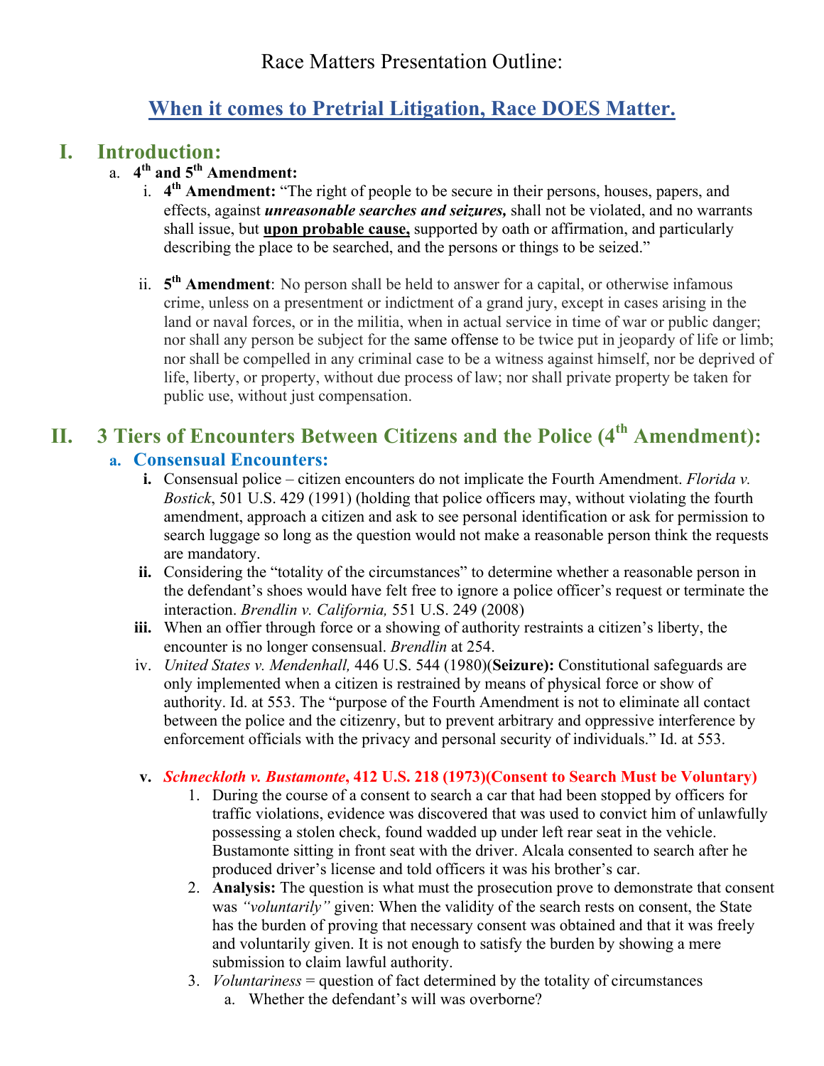Race Matters Presentation Outline:

# When it comes to Pretrial Litigation, Race DOES Matter.

## I. Introduction:

a. **4th and 5th Amendment:**

i. **4th Amendment:** "The right of people to be secure in their persons, houses, papers, and effects, against ***unreasonable searches and seizures,*** shall not be violated, and no warrants shall issue, but **upon probable cause,** supported by oath or affirmation, and particularly describing the place to be searched, and the persons or things to be seized."

ii. **5th Amendment**: No person shall be held to answer for a capital, or otherwise infamous crime, unless on a presentment or indictment of a grand jury, except in cases arising in the land or naval forces, or in the militia, when in actual service in time of war or public danger; nor shall any person be subject for the same offense to be twice put in jeopardy of life or limb; nor shall be compelled in any criminal case to be a witness against himself, nor be deprived of life, liberty, or property, without due process of law; nor shall private property be taken for public use, without just compensation.

## II. 3 Tiers of Encounters Between Citizens and the Police (4th Amendment):

### a. Consensual Encounters:

**i.** Consensual police – citizen encounters do not implicate the Fourth Amendment. *Florida v. Bostick*, 501 U.S. 429 (1991) (holding that police officers may, without violating the fourth amendment, approach a citizen and ask to see personal identification or ask for permission to search luggage so long as the question would not make a reasonable person think the requests are mandatory.

**ii.** Considering the "totality of the circumstances" to determine whether a reasonable person in the defendant's shoes would have felt free to ignore a police officer's request or terminate the interaction. *Brendlin v. California,* 551 U.S. 249 (2008)

**iii.** When an offier through force or a showing of authority restraints a citizen's liberty, the encounter is no longer consensual. *Brendlin* at 254.

iv. *United States v. Mendenhall,* 446 U.S. 544 (1980)(**Seizure):** Constitutional safeguards are only implemented when a citizen is restrained by means of physical force or show of authority. Id. at 553. The "purpose of the Fourth Amendment is not to eliminate all contact between the police and the citizenry, but to prevent arbitrary and oppressive interference by enforcement officials with the privacy and personal security of individuals." Id. at 553.

**v. *Schneckloth v. Bustamonte*, 412 U.S. 218 (1973)(Consent to Search Must be Voluntary)**

1. During the course of a consent to search a car that had been stopped by officers for traffic violations, evidence was discovered that was used to convict him of unlawfully possessing a stolen check, found wadded up under left rear seat in the vehicle. Bustamonte sitting in front seat with the driver. Alcala consented to search after he produced driver's license and told officers it was his brother's car.
2. **Analysis:** The question is what must the prosecution prove to demonstrate that consent was *"voluntarily"* given: When the validity of the search rests on consent, the State has the burden of proving that necessary consent was obtained and that it was freely and voluntarily given. It is not enough to satisfy the burden by showing a mere submission to claim lawful authority.
3. *Voluntariness* = question of fact determined by the totality of circumstances
   a. Whether the defendant's will was overborne?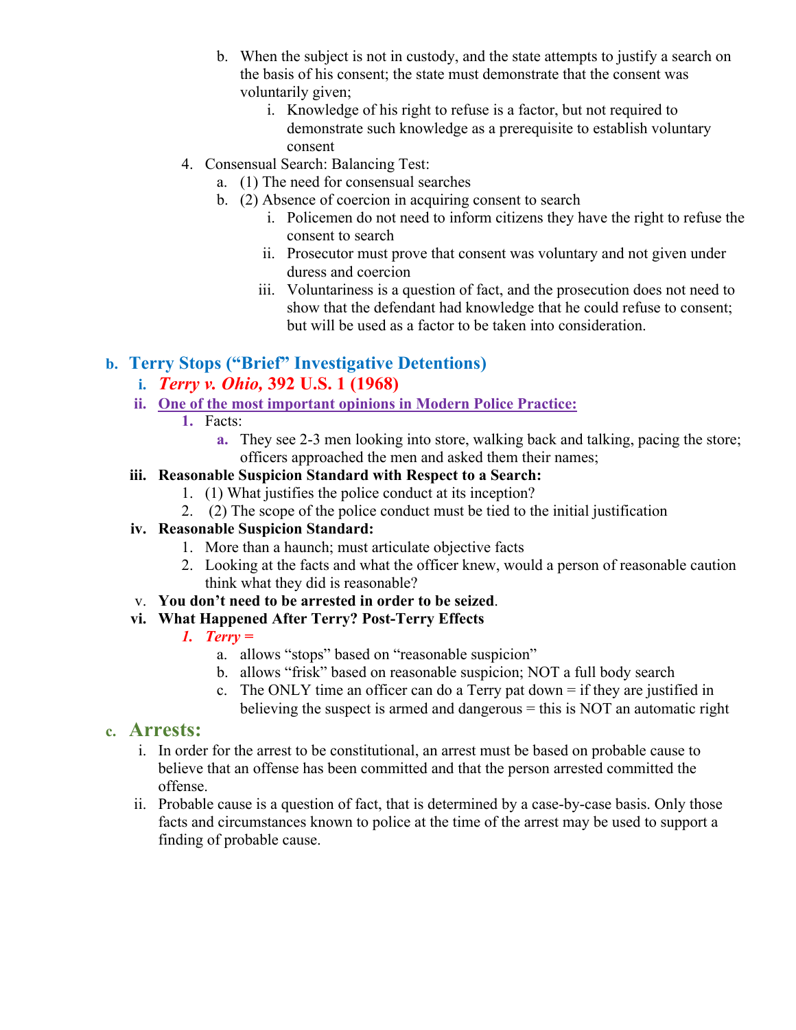b. When the subject is not in custody, and the state attempts to justify a search on the basis of his consent; the state must demonstrate that the consent was voluntarily given;
      i. Knowledge of his right to refuse is a factor, but not required to demonstrate such knowledge as a prerequisite to establish voluntary consent

4. Consensual Search: Balancing Test:
   a. (1) The need for consensual searches
   b. (2) Absence of coercion in acquiring consent to search
      i. Policemen do not need to inform citizens they have the right to refuse the consent to search
      ii. Prosecutor must prove that consent was voluntary and not given under duress and coercion
      iii. Voluntariness is a question of fact, and the prosecution does not need to show that the defendant had knowledge that he could refuse to consent; but will be used as a factor to be taken into consideration.

## b. Terry Stops ("Brief" Investigative Detentions)

### i. *Terry v. Ohio,* 392 U.S. 1 (1968)

### ii. <u>One of the most important opinions in Modern Police Practice:</u>

1. Facts:
   a. They see 2-3 men looking into store, walking back and talking, pacing the store; officers approached the men and asked them their names;

**iii. Reasonable Suspicion Standard with Respect to a Search:**

1. (1) What justifies the police conduct at its inception?
2. (2) The scope of the police conduct must be tied to the initial justification

**iv. Reasonable Suspicion Standard:**

1. More than a haunch; must articulate objective facts
2. Looking at the facts and what the officer knew, would a person of reasonable caution think what they did is reasonable?

v. **You don't need to be arrested in order to be seized**.

**vi. What Happened After Terry? Post-Terry Effects**

1. ***Terry =***
   a. allows "stops" based on "reasonable suspicion"
   b. allows "frisk" based on reasonable suspicion; NOT a full body search
   c. The ONLY time an officer can do a Terry pat down = if they are justified in believing the suspect is armed and dangerous = this is NOT an automatic right

## c. Arrests:

i. In order for the arrest to be constitutional, an arrest must be based on probable cause to believe that an offense has been committed and that the person arrested committed the offense.

ii. Probable cause is a question of fact, that is determined by a case-by-case basis. Only those facts and circumstances known to police at the time of the arrest may be used to support a finding of probable cause.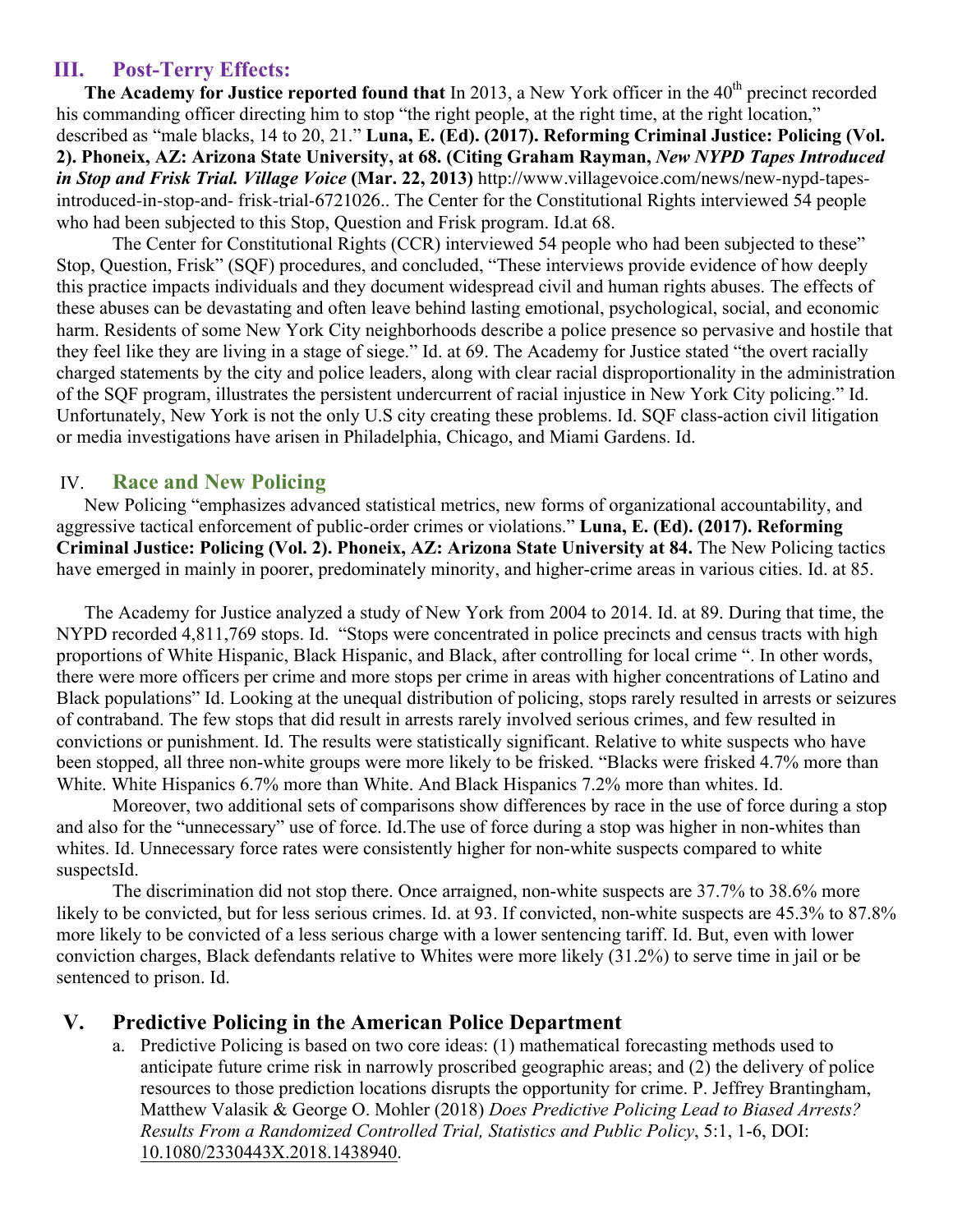## III. Post-Terry Effects:

**The Academy for Justice reported found that** In 2013, a New York officer in the 40th precinct recorded his commanding officer directing him to stop "the right people, at the right time, at the right location," described as "male blacks, 14 to 20, 21." **Luna, E. (Ed). (2017). Reforming Criminal Justice: Policing (Vol. 2). Phoneix, AZ: Arizona State University, at 68. (Citing Graham Rayman, *New NYPD Tapes Introduced in Stop and Frisk Trial. Village Voice* (Mar. 22, 2013)** http://www.villagevoice.com/news/new-nypd-tapes-introduced-in-stop-and- frisk-trial-6721026.. The Center for the Constitutional Rights interviewed 54 people who had been subjected to this Stop, Question and Frisk program. Id.at 68.

The Center for Constitutional Rights (CCR) interviewed 54 people who had been subjected to these" Stop, Question, Frisk" (SQF) procedures, and concluded, "These interviews provide evidence of how deeply this practice impacts individuals and they document widespread civil and human rights abuses. The effects of these abuses can be devastating and often leave behind lasting emotional, psychological, social, and economic harm. Residents of some New York City neighborhoods describe a police presence so pervasive and hostile that they feel like they are living in a stage of siege." Id. at 69. The Academy for Justice stated "the overt racially charged statements by the city and police leaders, along with clear racial disproportionality in the administration of the SQF program, illustrates the persistent undercurrent of racial injustice in New York City policing." Id. Unfortunately, New York is not the only U.S city creating these problems. Id. SQF class-action civil litigation or media investigations have arisen in Philadelphia, Chicago, and Miami Gardens. Id.

## IV. Race and New Policing

New Policing "emphasizes advanced statistical metrics, new forms of organizational accountability, and aggressive tactical enforcement of public-order crimes or violations." **Luna, E. (Ed). (2017). Reforming Criminal Justice: Policing (Vol. 2). Phoneix, AZ: Arizona State University at 84.** The New Policing tactics have emerged in mainly in poorer, predominately minority, and higher-crime areas in various cities. Id. at 85.

The Academy for Justice analyzed a study of New York from 2004 to 2014. Id. at 89. During that time, the NYPD recorded 4,811,769 stops. Id. "Stops were concentrated in police precincts and census tracts with high proportions of White Hispanic, Black Hispanic, and Black, after controlling for local crime ". In other words, there were more officers per crime and more stops per crime in areas with higher concentrations of Latino and Black populations" Id. Looking at the unequal distribution of policing, stops rarely resulted in arrests or seizures of contraband. The few stops that did result in arrests rarely involved serious crimes, and few resulted in convictions or punishment. Id. The results were statistically significant. Relative to white suspects who have been stopped, all three non-white groups were more likely to be frisked. "Blacks were frisked 4.7% more than White. White Hispanics 6.7% more than White. And Black Hispanics 7.2% more than whites. Id.

Moreover, two additional sets of comparisons show differences by race in the use of force during a stop and also for the "unnecessary" use of force. Id.The use of force during a stop was higher in non-whites than whites. Id. Unnecessary force rates were consistently higher for non-white suspects compared to white suspectsId.

The discrimination did not stop there. Once arraigned, non-white suspects are 37.7% to 38.6% more likely to be convicted, but for less serious crimes. Id. at 93. If convicted, non-white suspects are 45.3% to 87.8% more likely to be convicted of a less serious charge with a lower sentencing tariff. Id. But, even with lower conviction charges, Black defendants relative to Whites were more likely (31.2%) to serve time in jail or be sentenced to prison. Id.

## V. Predictive Policing in the American Police Department

a. Predictive Policing is based on two core ideas: (1) mathematical forecasting methods used to anticipate future crime risk in narrowly proscribed geographic areas; and (2) the delivery of police resources to those prediction locations disrupts the opportunity for crime. P. Jeffrey Brantingham, Matthew Valasik & George O. Mohler (2018) *Does Predictive Policing Lead to Biased Arrests? Results From a Randomized Controlled Trial, Statistics and Public Policy*, 5:1, 1-6, DOI: 10.1080/2330443X.2018.1438940.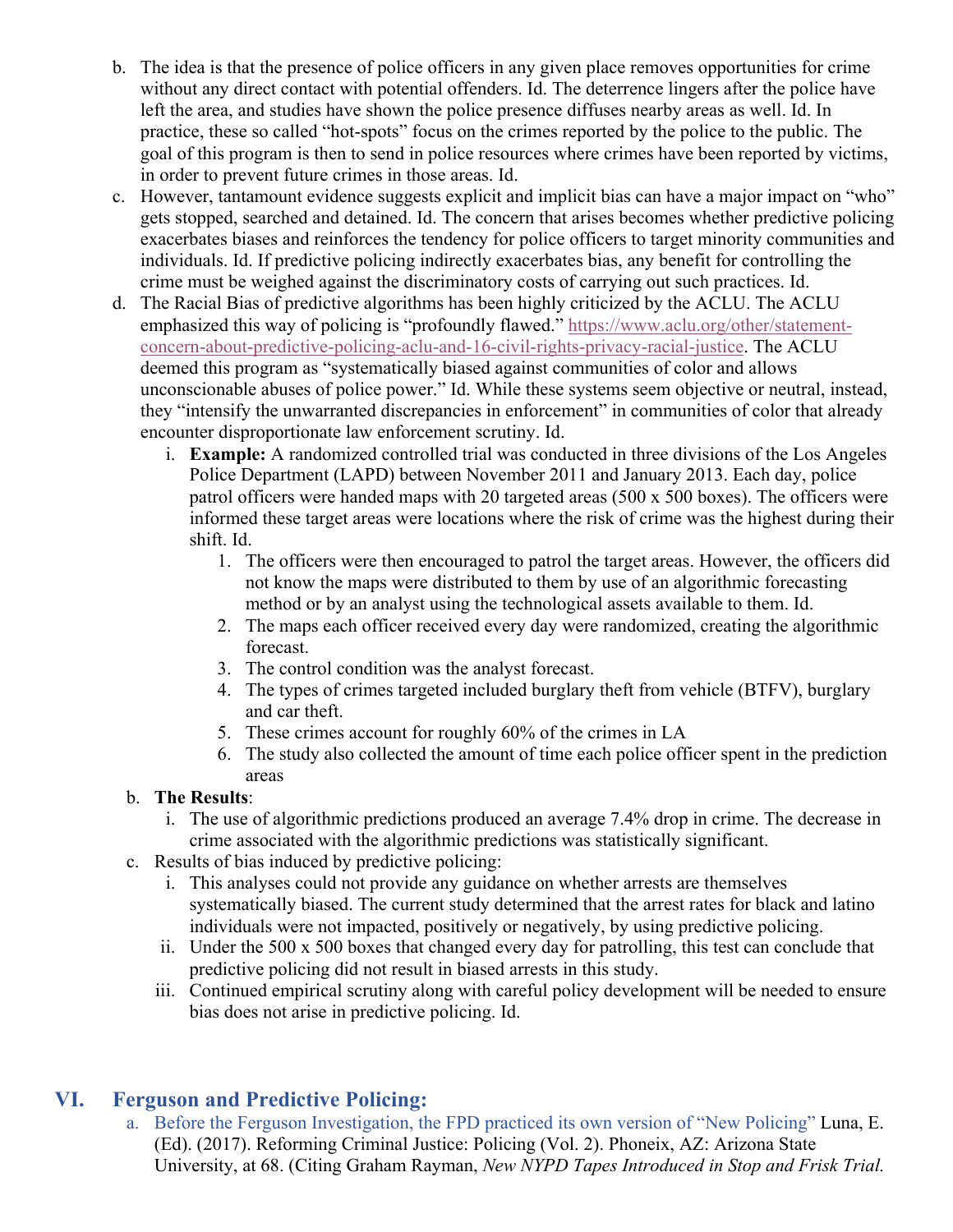b. The idea is that the presence of police officers in any given place removes opportunities for crime without any direct contact with potential offenders. Id. The deterrence lingers after the police have left the area, and studies have shown the police presence diffuses nearby areas as well. Id. In practice, these so called "hot-spots" focus on the crimes reported by the police to the public. The goal of this program is then to send in police resources where crimes have been reported by victims, in order to prevent future crimes in those areas. Id.

c. However, tantamount evidence suggests explicit and implicit bias can have a major impact on "who" gets stopped, searched and detained. Id. The concern that arises becomes whether predictive policing exacerbates biases and reinforces the tendency for police officers to target minority communities and individuals. Id. If predictive policing indirectly exacerbates bias, any benefit for controlling the crime must be weighed against the discriminatory costs of carrying out such practices. Id.

d. The Racial Bias of predictive algorithms has been highly criticized by the ACLU. The ACLU emphasized this way of policing is "profoundly flawed." https://www.aclu.org/other/statement-concern-about-predictive-policing-aclu-and-16-civil-rights-privacy-racial-justice. The ACLU deemed this program as "systematically biased against communities of color and allows unconscionable abuses of police power." Id. While these systems seem objective or neutral, instead, they "intensify the unwarranted discrepancies in enforcement" in communities of color that already encounter disproportionate law enforcement scrutiny. Id.

   i. **Example:** A randomized controlled trial was conducted in three divisions of the Los Angeles Police Department (LAPD) between November 2011 and January 2013. Each day, police patrol officers were handed maps with 20 targeted areas (500 x 500 boxes). The officers were informed these target areas were locations where the risk of crime was the highest during their shift. Id.

      1. The officers were then encouraged to patrol the target areas. However, the officers did not know the maps were distributed to them by use of an algorithmic forecasting method or by an analyst using the technological assets available to them. Id.
      2. The maps each officer received every day were randomized, creating the algorithmic forecast.
      3. The control condition was the analyst forecast.
      4. The types of crimes targeted included burglary theft from vehicle (BTFV), burglary and car theft.
      5. These crimes account for roughly 60% of the crimes in LA
      6. The study also collected the amount of time each police officer spent in the prediction areas

b. **The Results**:

   i. The use of algorithmic predictions produced an average 7.4% drop in crime. The decrease in crime associated with the algorithmic predictions was statistically significant.

c. Results of bias induced by predictive policing:

   i. This analyses could not provide any guidance on whether arrests are themselves systematically biased. The current study determined that the arrest rates for black and latino individuals were not impacted, positively or negatively, by using predictive policing.
   ii. Under the 500 x 500 boxes that changed every day for patrolling, this test can conclude that predictive policing did not result in biased arrests in this study.
   iii. Continued empirical scrutiny along with careful policy development will be needed to ensure bias does not arise in predictive policing. Id.

## VI. Ferguson and Predictive Policing:

a. Before the Ferguson Investigation, the FPD practiced its own version of "New Policing" Luna, E. (Ed). (2017). Reforming Criminal Justice: Policing (Vol. 2). Phoneix, AZ: Arizona State University, at 68. (Citing Graham Rayman, *New NYPD Tapes Introduced in Stop and Frisk Trial.*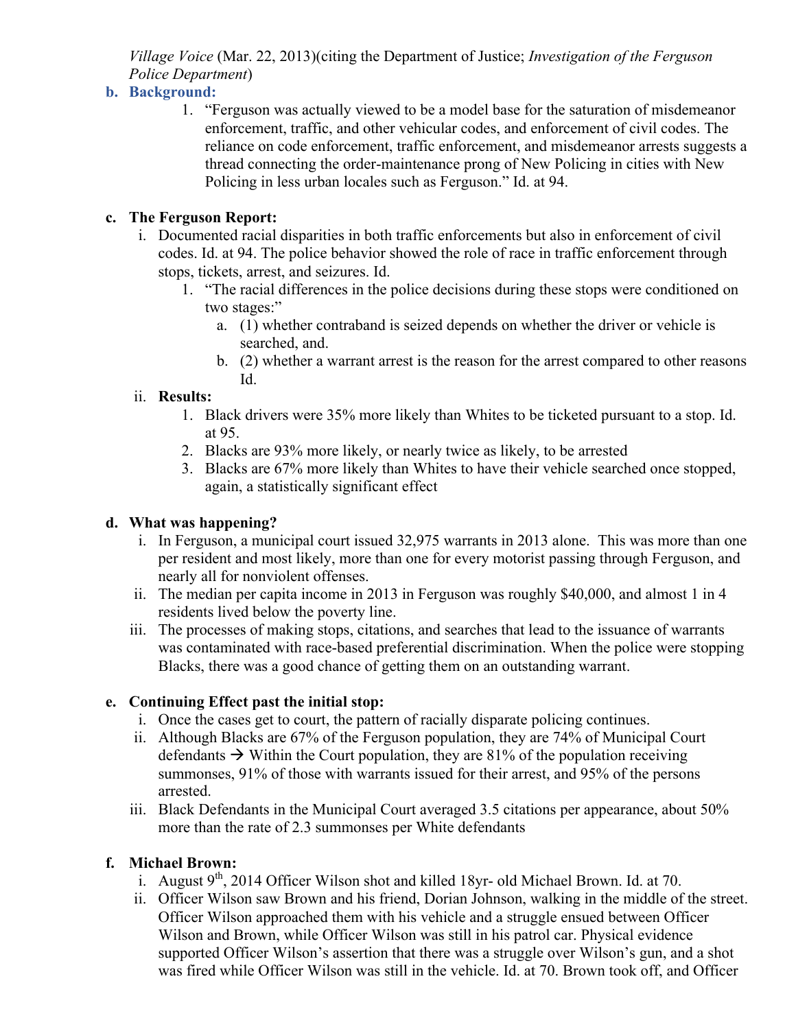*Village Voice* (Mar. 22, 2013)(citing the Department of Justice; *Investigation of the Ferguson Police Department*)

**b. Background:**

1. "Ferguson was actually viewed to be a model base for the saturation of misdemeanor enforcement, traffic, and other vehicular codes, and enforcement of civil codes. The reliance on code enforcement, traffic enforcement, and misdemeanor arrests suggests a thread connecting the order-maintenance prong of New Policing in cities with New Policing in less urban locales such as Ferguson." Id. at 94.

**c. The Ferguson Report:**

- i. Documented racial disparities in both traffic enforcements but also in enforcement of civil codes. Id. at 94. The police behavior showed the role of race in traffic enforcement through stops, tickets, arrest, and seizures. Id.
  1. "The racial differences in the police decisions during these stops were conditioned on two stages:"
     - a. (1) whether contraband is seized depends on whether the driver or vehicle is searched, and.
     - b. (2) whether a warrant arrest is the reason for the arrest compared to other reasons Id.
- ii. **Results:**
  1. Black drivers were 35% more likely than Whites to be ticketed pursuant to a stop. Id. at 95.
  2. Blacks are 93% more likely, or nearly twice as likely, to be arrested
  3. Blacks are 67% more likely than Whites to have their vehicle searched once stopped, again, a statistically significant effect

**d. What was happening?**

- i. In Ferguson, a municipal court issued 32,975 warrants in 2013 alone. This was more than one per resident and most likely, more than one for every motorist passing through Ferguson, and nearly all for nonviolent offenses.
- ii. The median per capita income in 2013 in Ferguson was roughly $40,000, and almost 1 in 4 residents lived below the poverty line.
- iii. The processes of making stops, citations, and searches that lead to the issuance of warrants was contaminated with race-based preferential discrimination. When the police were stopping Blacks, there was a good chance of getting them on an outstanding warrant.

**e. Continuing Effect past the initial stop:**

- i. Once the cases get to court, the pattern of racially disparate policing continues.
- ii. Although Blacks are 67% of the Ferguson population, they are 74% of Municipal Court defendants → Within the Court population, they are 81% of the population receiving summonses, 91% of those with warrants issued for their arrest, and 95% of the persons arrested.
- iii. Black Defendants in the Municipal Court averaged 3.5 citations per appearance, about 50% more than the rate of 2.3 summonses per White defendants

**f. Michael Brown:**

- i. August 9th, 2014 Officer Wilson shot and killed 18yr- old Michael Brown. Id. at 70.
- ii. Officer Wilson saw Brown and his friend, Dorian Johnson, walking in the middle of the street. Officer Wilson approached them with his vehicle and a struggle ensued between Officer Wilson and Brown, while Officer Wilson was still in his patrol car. Physical evidence supported Officer Wilson's assertion that there was a struggle over Wilson's gun, and a shot was fired while Officer Wilson was still in the vehicle. Id. at 70. Brown took off, and Officer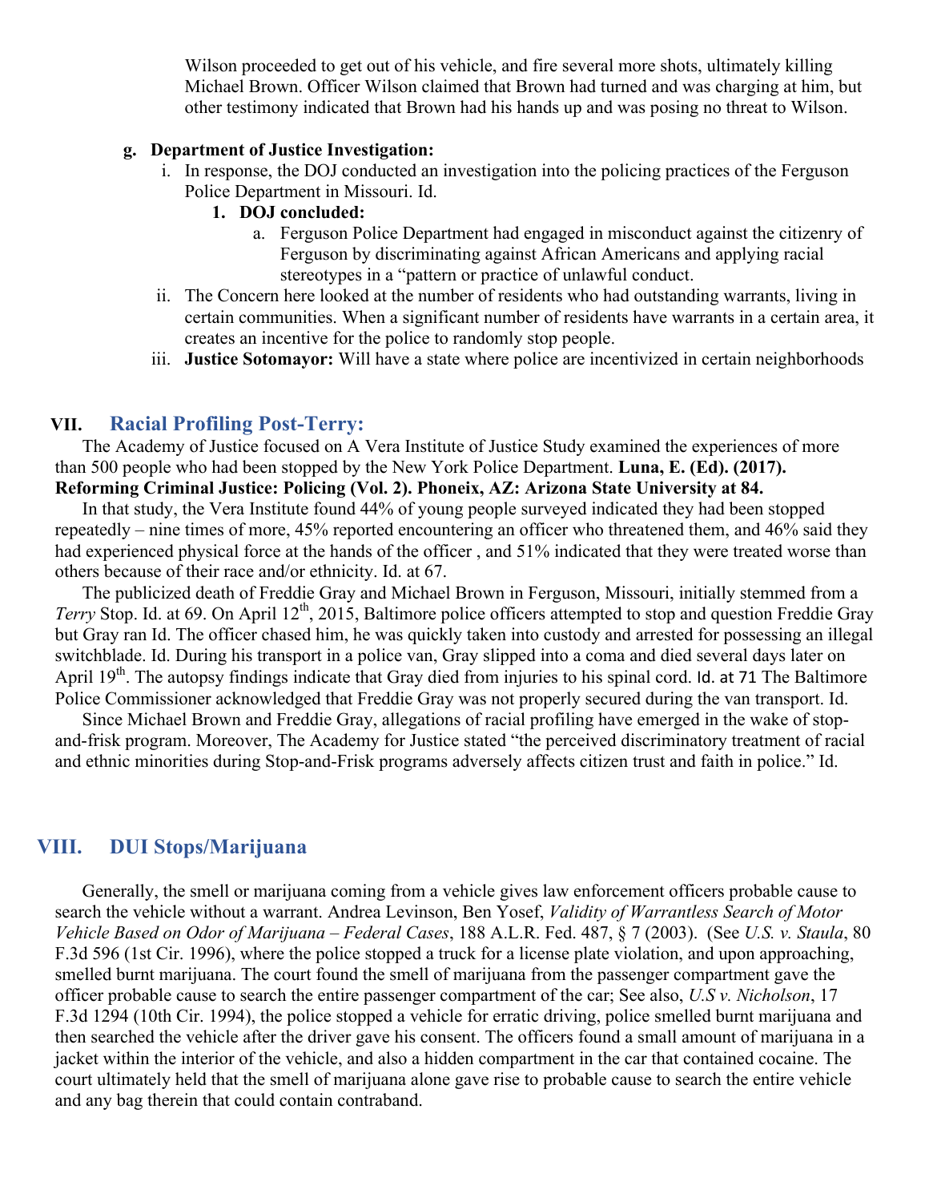Wilson proceeded to get out of his vehicle, and fire several more shots, ultimately killing Michael Brown. Officer Wilson claimed that Brown had turned and was charging at him, but other testimony indicated that Brown had his hands up and was posing no threat to Wilson.

g. **Department of Justice Investigation:**
   i. In response, the DOJ conducted an investigation into the policing practices of the Ferguson Police Department in Missouri. Id.
      1. **DOJ concluded:**
         a. Ferguson Police Department had engaged in misconduct against the citizenry of Ferguson by discriminating against African Americans and applying racial stereotypes in a "pattern or practice of unlawful conduct.
   ii. The Concern here looked at the number of residents who had outstanding warrants, living in certain communities. When a significant number of residents have warrants in a certain area, it creates an incentive for the police to randomly stop people.
   iii. **Justice Sotomayor:** Will have a state where police are incentivized in certain neighborhoods

## VII. Racial Profiling Post-Terry:

The Academy of Justice focused on A Vera Institute of Justice Study examined the experiences of more than 500 people who had been stopped by the New York Police Department. **Luna, E. (Ed). (2017). Reforming Criminal Justice: Policing (Vol. 2). Phoneix, AZ: Arizona State University at 84.**

In that study, the Vera Institute found 44% of young people surveyed indicated they had been stopped repeatedly – nine times of more, 45% reported encountering an officer who threatened them, and 46% said they had experienced physical force at the hands of the officer , and 51% indicated that they were treated worse than others because of their race and/or ethnicity. Id. at 67.

The publicized death of Freddie Gray and Michael Brown in Ferguson, Missouri, initially stemmed from a *Terry* Stop. Id. at 69. On April 12th, 2015, Baltimore police officers attempted to stop and question Freddie Gray but Gray ran Id. The officer chased him, he was quickly taken into custody and arrested for possessing an illegal switchblade. Id. During his transport in a police van, Gray slipped into a coma and died several days later on April 19th. The autopsy findings indicate that Gray died from injuries to his spinal cord. Id. at 71 The Baltimore Police Commissioner acknowledged that Freddie Gray was not properly secured during the van transport. Id.

Since Michael Brown and Freddie Gray, allegations of racial profiling have emerged in the wake of stop-and-frisk program. Moreover, The Academy for Justice stated "the perceived discriminatory treatment of racial and ethnic minorities during Stop-and-Frisk programs adversely affects citizen trust and faith in police." Id.

## VIII. DUI Stops/Marijuana

Generally, the smell or marijuana coming from a vehicle gives law enforcement officers probable cause to search the vehicle without a warrant. Andrea Levinson, Ben Yosef, *Validity of Warrantless Search of Motor Vehicle Based on Odor of Marijuana – Federal Cases*, 188 A.L.R. Fed. 487, § 7 (2003). (See *U.S. v. Staula*, 80 F.3d 596 (1st Cir. 1996), where the police stopped a truck for a license plate violation, and upon approaching, smelled burnt marijuana. The court found the smell of marijuana from the passenger compartment gave the officer probable cause to search the entire passenger compartment of the car; See also, *U.S v. Nicholson*, 17 F.3d 1294 (10th Cir. 1994), the police stopped a vehicle for erratic driving, police smelled burnt marijuana and then searched the vehicle after the driver gave his consent. The officers found a small amount of marijuana in a jacket within the interior of the vehicle, and also a hidden compartment in the car that contained cocaine. The court ultimately held that the smell of marijuana alone gave rise to probable cause to search the entire vehicle and any bag therein that could contain contraband.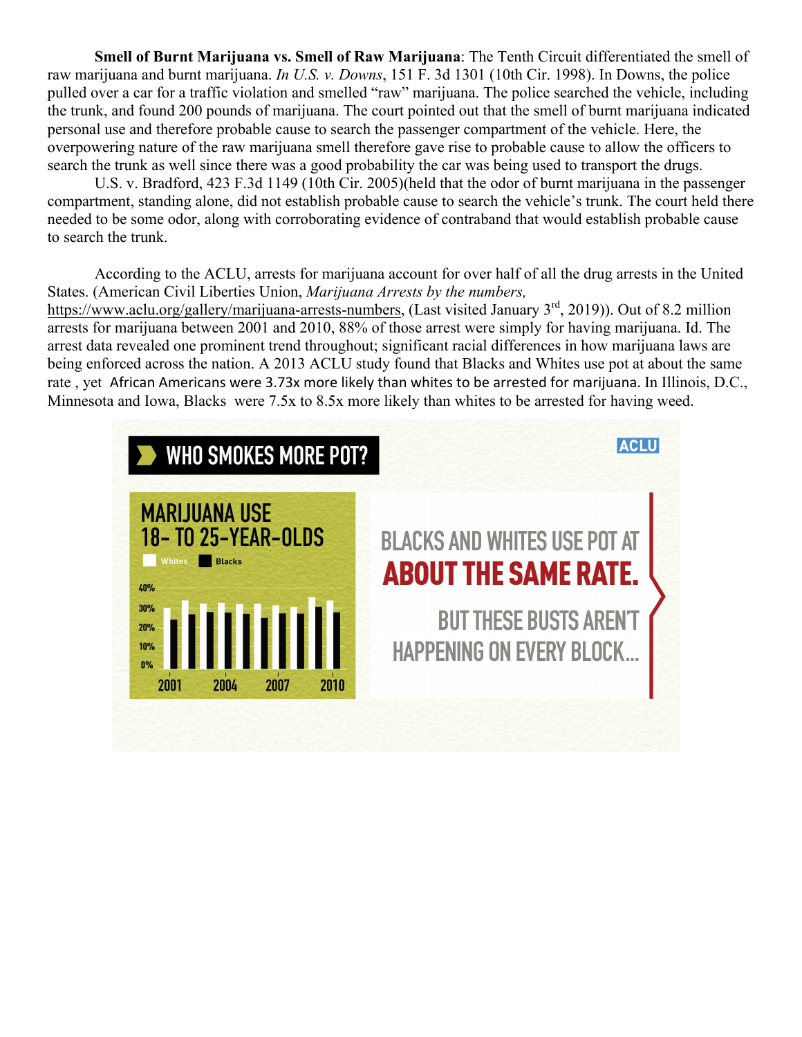**Smell of Burnt Marijuana vs. Smell of Raw Marijuana**: The Tenth Circuit differentiated the smell of raw marijuana and burnt marijuana. *In U.S. v. Downs*, 151 F. 3d 1301 (10th Cir. 1998). In Downs, the police pulled over a car for a traffic violation and smelled "raw" marijuana. The police searched the vehicle, including the trunk, and found 200 pounds of marijuana. The court pointed out that the smell of burnt marijuana indicated personal use and therefore probable cause to search the passenger compartment of the vehicle. Here, the overpowering nature of the raw marijuana smell therefore gave rise to probable cause to allow the officers to search the trunk as well since there was a good probability the car was being used to transport the drugs.

U.S. v. Bradford, 423 F.3d 1149 (10th Cir. 2005)(held that the odor of burnt marijuana in the passenger compartment, standing alone, did not establish probable cause to search the vehicle's trunk. The court held there needed to be some odor, along with corroborating evidence of contraband that would establish probable cause to search the trunk.

According to the ACLU, arrests for marijuana account for over half of all the drug arrests in the United States. (American Civil Liberties Union, *Marijuana Arrests by the numbers,* https://www.aclu.org/gallery/marijuana-arrests-numbers, (Last visited January 3rd, 2019)). Out of 8.2 million arrests for marijuana between 2001 and 2010, 88% of those arrest were simply for having marijuana. Id. The arrest data revealed one prominent trend throughout; significant racial differences in how marijuana laws are being enforced across the nation. A 2013 ACLU study found that Blacks and Whites use pot at about the same rate , yet African Americans were 3.73x more likely than whites to be arrested for marijuana. In Illinois, D.C., Minnesota and Iowa, Blacks were 7.5x to 8.5x more likely than whites to be arrested for having weed.

WHO SMOKES MORE POT? — ACLU

MARIJUANA USE 18- TO 25-YEAR-OLDS (Whites / Blacks), 2001–2010

BLACKS AND WHITES USE POT AT **ABOUT THE SAME RATE.**

BUT THESE BUSTS AREN'T HAPPENING ON EVERY BLOCK...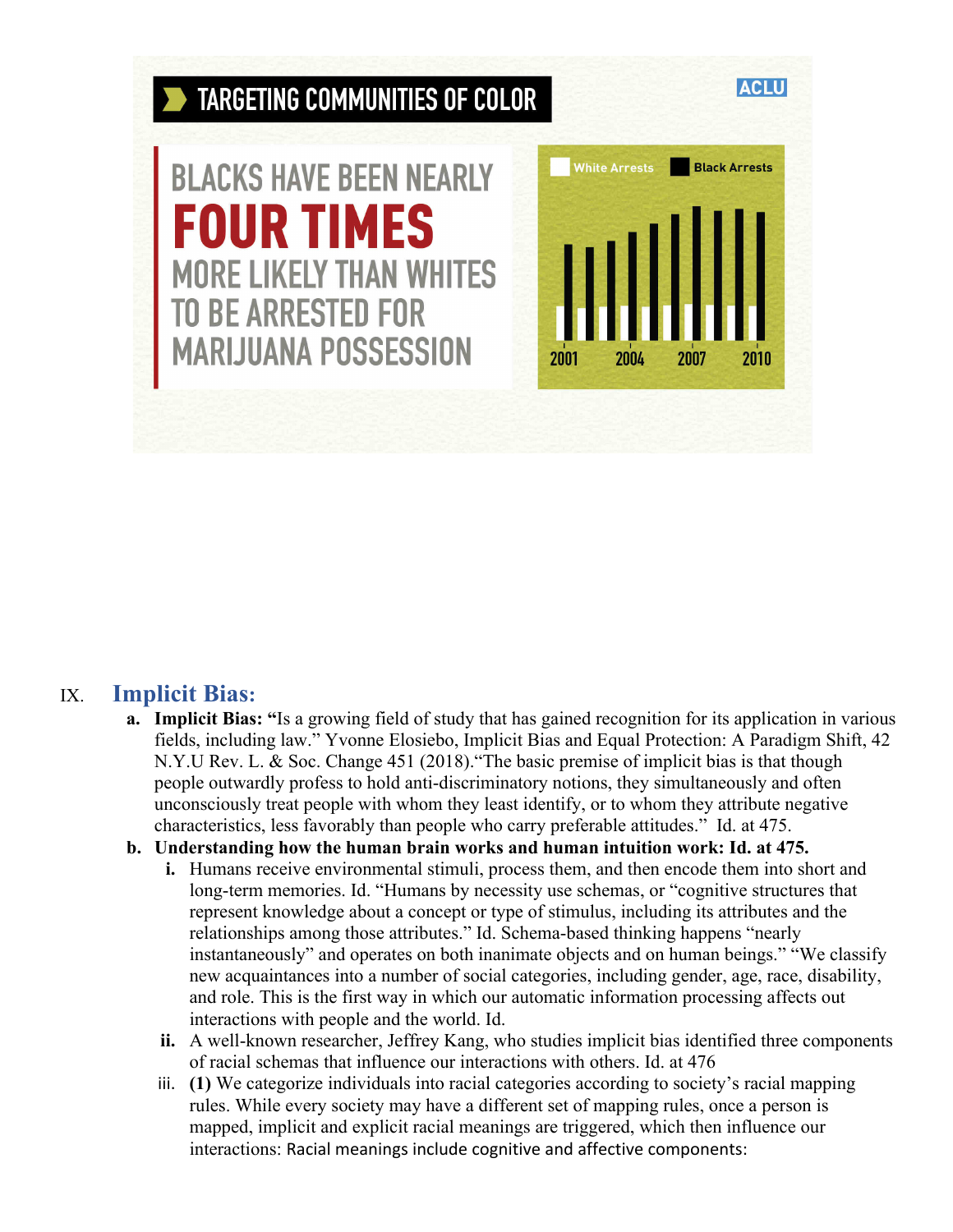TARGETING COMMUNITIES OF COLOR

ACLU

BLACKS HAVE BEEN NEARLY **FOUR TIMES** MORE LIKELY THAN WHITES TO BE ARRESTED FOR MARIJUANA POSSESSION

White Arrests | Black Arrests

2001 2004 2007 2010

IX. **Implicit Bias:**

a. **Implicit Bias: "**Is a growing field of study that has gained recognition for its application in various fields, including law." Yvonne Elosiebo, Implicit Bias and Equal Protection: A Paradigm Shift, 42 N.Y.U Rev. L. & Soc. Change 451 (2018)."The basic premise of implicit bias is that though people outwardly profess to hold anti-discriminatory notions, they simultaneously and often unconsciously treat people with whom they least identify, or to whom they attribute negative characteristics, less favorably than people who carry preferable attitudes." Id. at 475.

b. **Understanding how the human brain works and human intuition work: Id. at 475.**

i. Humans receive environmental stimuli, process them, and then encode them into short and long-term memories. Id. "Humans by necessity use schemas, or "cognitive structures that represent knowledge about a concept or type of stimulus, including its attributes and the relationships among those attributes." Id. Schema-based thinking happens "nearly instantaneously" and operates on both inanimate objects and on human beings." "We classify new acquaintances into a number of social categories, including gender, age, race, disability, and role. This is the first way in which our automatic information processing affects out interactions with people and the world. Id.

ii. A well-known researcher, Jeffrey Kang, who studies implicit bias identified three components of racial schemas that influence our interactions with others. Id. at 476

iii. **(1)** We categorize individuals into racial categories according to society's racial mapping rules. While every society may have a different set of mapping rules, once a person is mapped, implicit and explicit racial meanings are triggered, which then influence our interactions: Racial meanings include cognitive and affective components: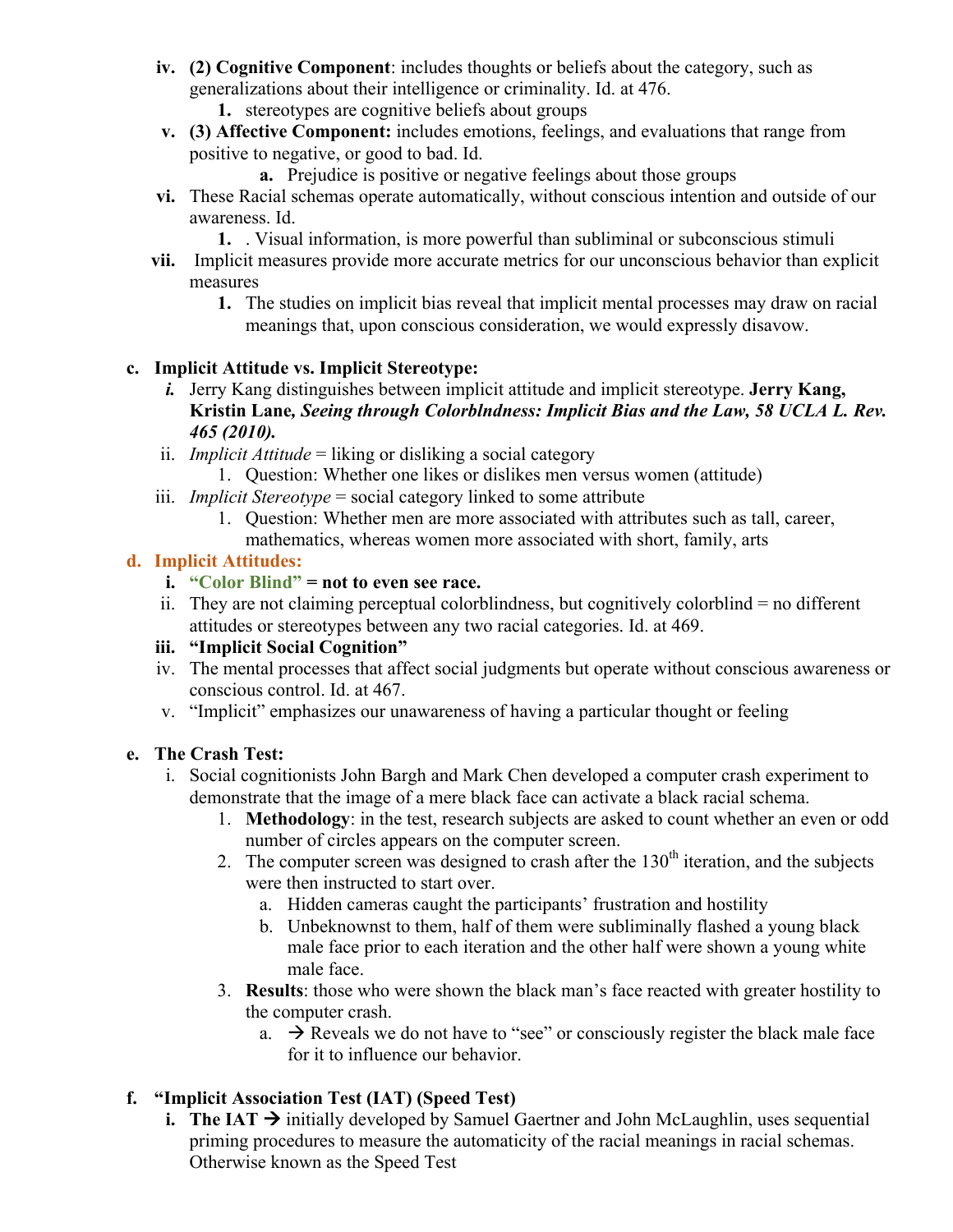iv. **(2) Cognitive Component**: includes thoughts or beliefs about the category, such as generalizations about their intelligence or criminality. Id. at 476.
   1. stereotypes are cognitive beliefs about groups

v. **(3) Affective Component:** includes emotions, feelings, and evaluations that range from positive to negative, or good to bad. Id.
   a. Prejudice is positive or negative feelings about those groups

vi. These Racial schemas operate automatically, without conscious intention and outside of our awareness. Id.
   1. . Visual information, is more powerful than subliminal or subconscious stimuli

vii. Implicit measures provide more accurate metrics for our unconscious behavior than explicit measures
   1. The studies on implicit bias reveal that implicit mental processes may draw on racial meanings that, upon conscious consideration, we would expressly disavow.

**c. Implicit Attitude vs. Implicit Stereotype:**

*i.* Jerry Kang distinguishes between implicit attitude and implicit stereotype. **Jerry Kang, Kristin Lane, *Seeing through Colorblndness: Implicit Bias and the Law, 58 UCLA L. Rev. 465 (2010).***

ii. *Implicit Attitude* = liking or disliking a social category
   1. Question: Whether one likes or dislikes men versus women (attitude)

iii. *Implicit Stereotype* = social category linked to some attribute
   1. Question: Whether men are more associated with attributes such as tall, career, mathematics, whereas women more associated with short, family, arts

**d. Implicit Attitudes:**

**i. "Color Blind" = not to even see race.**

ii. They are not claiming perceptual colorblindness, but cognitively colorblind = no different attitudes or stereotypes between any two racial categories. Id. at 469.

**iii. "Implicit Social Cognition"**

iv. The mental processes that affect social judgments but operate without conscious awareness or conscious control. Id. at 467.

v. "Implicit" emphasizes our unawareness of having a particular thought or feeling

**e. The Crash Test:**

i. Social cognitionists John Bargh and Mark Chen developed a computer crash experiment to demonstrate that the image of a mere black face can activate a black racial schema.
   1. **Methodology**: in the test, research subjects are asked to count whether an even or odd number of circles appears on the computer screen.
   2. The computer screen was designed to crash after the 130th iteration, and the subjects were then instructed to start over.
      a. Hidden cameras caught the participants' frustration and hostility
      b. Unbeknownst to them, half of them were subliminally flashed a young black male face prior to each iteration and the other half were shown a young white male face.
   3. **Results**: those who were shown the black man's face reacted with greater hostility to the computer crash.
      a. → Reveals we do not have to "see" or consciously register the black male face for it to influence our behavior.

**f. "Implicit Association Test (IAT) (Speed Test)**

**i. The IAT →** initially developed by Samuel Gaertner and John McLaughlin, uses sequential priming procedures to measure the automaticity of the racial meanings in racial schemas. Otherwise known as the Speed Test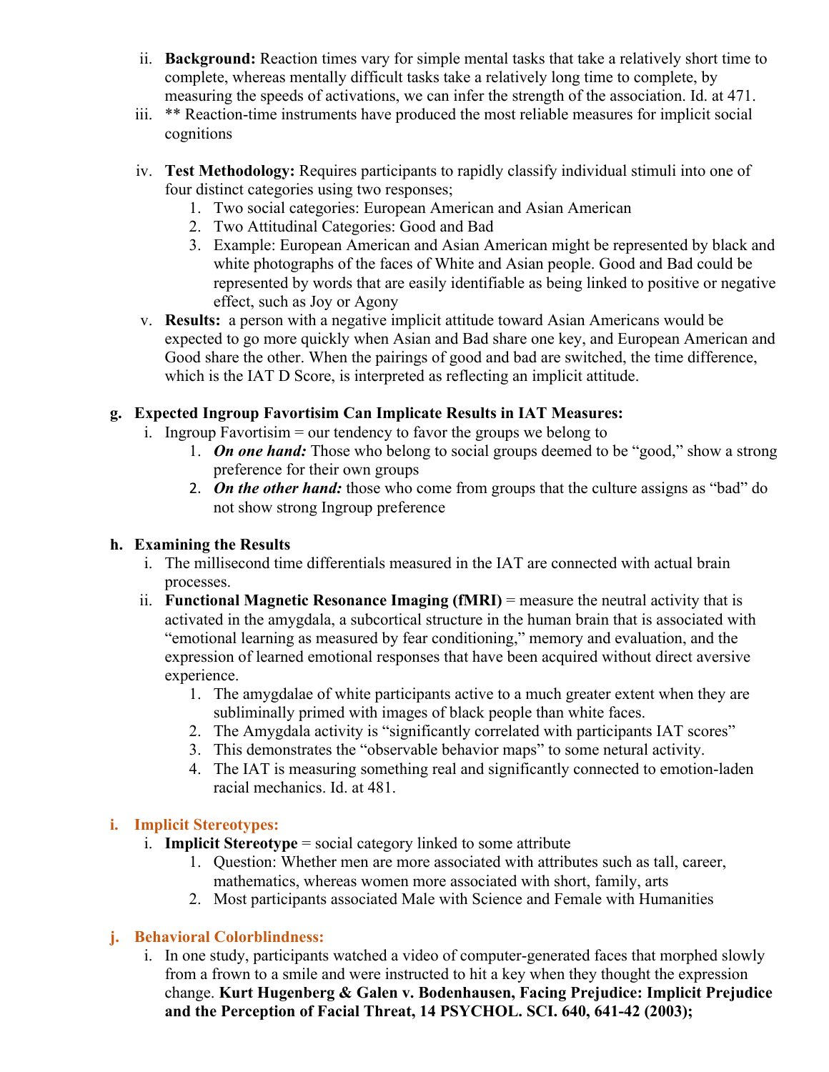ii. **Background:** Reaction times vary for simple mental tasks that take a relatively short time to complete, whereas mentally difficult tasks take a relatively long time to complete, by measuring the speeds of activations, we can infer the strength of the association. Id. at 471.

iii. ** Reaction-time instruments have produced the most reliable measures for implicit social cognitions

iv. **Test Methodology:** Requires participants to rapidly classify individual stimuli into one of four distinct categories using two responses;
   1. Two social categories: European American and Asian American
   2. Two Attitudinal Categories: Good and Bad
   3. Example: European American and Asian American might be represented by black and white photographs of the faces of White and Asian people. Good and Bad could be represented by words that are easily identifiable as being linked to positive or negative effect, such as Joy or Agony

v. **Results:** a person with a negative implicit attitude toward Asian Americans would be expected to go more quickly when Asian and Bad share one key, and European American and Good share the other. When the pairings of good and bad are switched, the time difference, which is the IAT D Score, is interpreted as reflecting an implicit attitude.

**g. Expected Ingroup Favortisim Can Implicate Results in IAT Measures:**

i. Ingroup Favortisim = our tendency to favor the groups we belong to
   1. ***On one hand:*** Those who belong to social groups deemed to be "good," show a strong preference for their own groups
   2. ***On the other hand:*** those who come from groups that the culture assigns as "bad" do not show strong Ingroup preference

**h. Examining the Results**

i. The millisecond time differentials measured in the IAT are connected with actual brain processes.

ii. **Functional Magnetic Resonance Imaging (fMRI)** = measure the neutral activity that is activated in the amygdala, a subcortical structure in the human brain that is associated with "emotional learning as measured by fear conditioning," memory and evaluation, and the expression of learned emotional responses that have been acquired without direct aversive experience.
   1. The amygdalae of white participants active to a much greater extent when they are subliminally primed with images of black people than white faces.
   2. The Amygdala activity is "significantly correlated with participants IAT scores"
   3. This demonstrates the "observable behavior maps" to some netural activity.
   4. The IAT is measuring something real and significantly connected to emotion-laden racial mechanics. Id. at 481.

**i. Implicit Stereotypes:**

i. **Implicit Stereotype** = social category linked to some attribute
   1. Question: Whether men are more associated with attributes such as tall, career, mathematics, whereas women more associated with short, family, arts
   2. Most participants associated Male with Science and Female with Humanities

**j. Behavioral Colorblindness:**

i. In one study, participants watched a video of computer-generated faces that morphed slowly from a frown to a smile and were instructed to hit a key when they thought the expression change. **Kurt Hugenberg & Galen v. Bodenhausen, Facing Prejudice: Implicit Prejudice and the Perception of Facial Threat, 14 PSYCHOL. SCI. 640, 641-42 (2003);**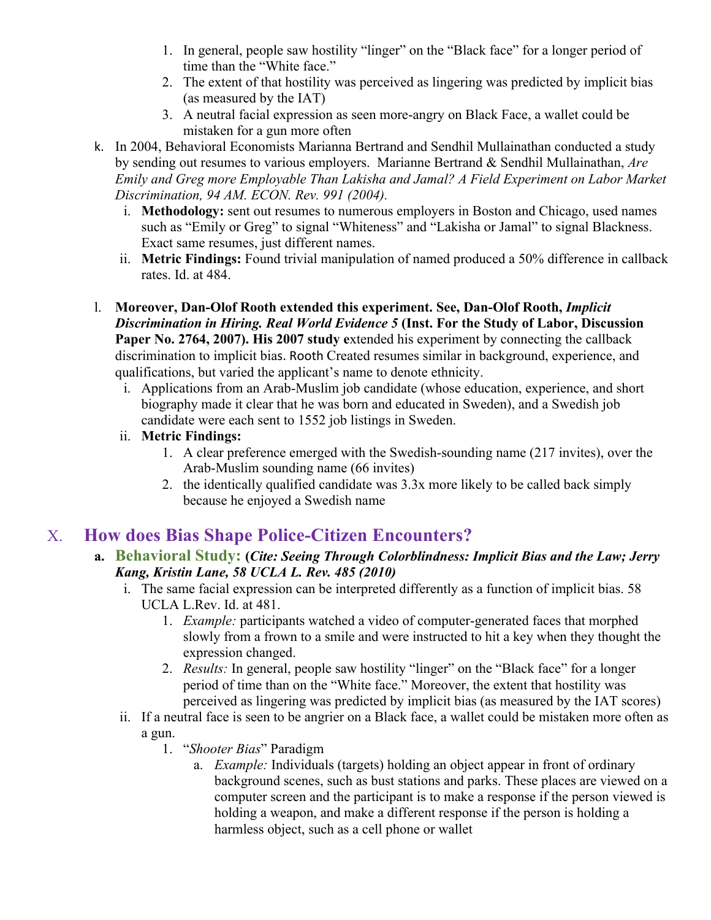1. In general, people saw hostility "linger" on the "Black face" for a longer period of time than the "White face."
2. The extent of that hostility was perceived as lingering was predicted by implicit bias (as measured by the IAT)
3. A neutral facial expression as seen more-angry on Black Face, a wallet could be mistaken for a gun more often

k. In 2004, Behavioral Economists Marianna Bertrand and Sendhil Mullainathan conducted a study by sending out resumes to various employers. Marianne Bertrand & Sendhil Mullainathan, *Are Emily and Greg more Employable Than Lakisha and Jamal? A Field Experiment on Labor Market Discrimination, 94 AM. ECON. Rev. 991 (2004).*

   i. **Methodology:** sent out resumes to numerous employers in Boston and Chicago, used names such as "Emily or Greg" to signal "Whiteness" and "Lakisha or Jamal" to signal Blackness. Exact same resumes, just different names.

   ii. **Metric Findings:** Found trivial manipulation of named produced a 50% difference in callback rates. Id. at 484.

l. **Moreover, Dan-Olof Rooth extended this experiment. See, Dan-Olof Rooth, *Implicit Discrimination in Hiring. Real World Evidence 5* (Inst. For the Study of Labor, Discussion Paper No. 2764, 2007). His 2007 study e**xtended his experiment by connecting the callback discrimination to implicit bias. Rooth Created resumes similar in background, experience, and qualifications, but varied the applicant's name to denote ethnicity.

   i. Applications from an Arab-Muslim job candidate (whose education, experience, and short biography made it clear that he was born and educated in Sweden), and a Swedish job candidate were each sent to 1552 job listings in Sweden.

   ii. **Metric Findings:**
      1. A clear preference emerged with the Swedish-sounding name (217 invites), over the Arab-Muslim sounding name (66 invites)
      2. the identically qualified candidate was 3.3x more likely to be called back simply because he enjoyed a Swedish name

## X. How does Bias Shape Police-Citizen Encounters?

**a. Behavioral Study: (*Cite: Seeing Through Colorblindness: Implicit Bias and the Law; Jerry Kang, Kristin Lane, 58 UCLA L. Rev. 485 (2010)*)**

   i. The same facial expression can be interpreted differently as a function of implicit bias. 58 UCLA L.Rev. Id. at 481.
      1. *Example:* participants watched a video of computer-generated faces that morphed slowly from a frown to a smile and were instructed to hit a key when they thought the expression changed.
      2. *Results:* In general, people saw hostility "linger" on the "Black face" for a longer period of time than on the "White face." Moreover, the extent that hostility was perceived as lingering was predicted by implicit bias (as measured by the IAT scores)

   ii. If a neutral face is seen to be angrier on a Black face, a wallet could be mistaken more often as a gun.
      1. "*Shooter Bias*" Paradigm
         a. *Example:* Individuals (targets) holding an object appear in front of ordinary background scenes, such as bust stations and parks. These places are viewed on a computer screen and the participant is to make a response if the person viewed is holding a weapon, and make a different response if the person is holding a harmless object, such as a cell phone or wallet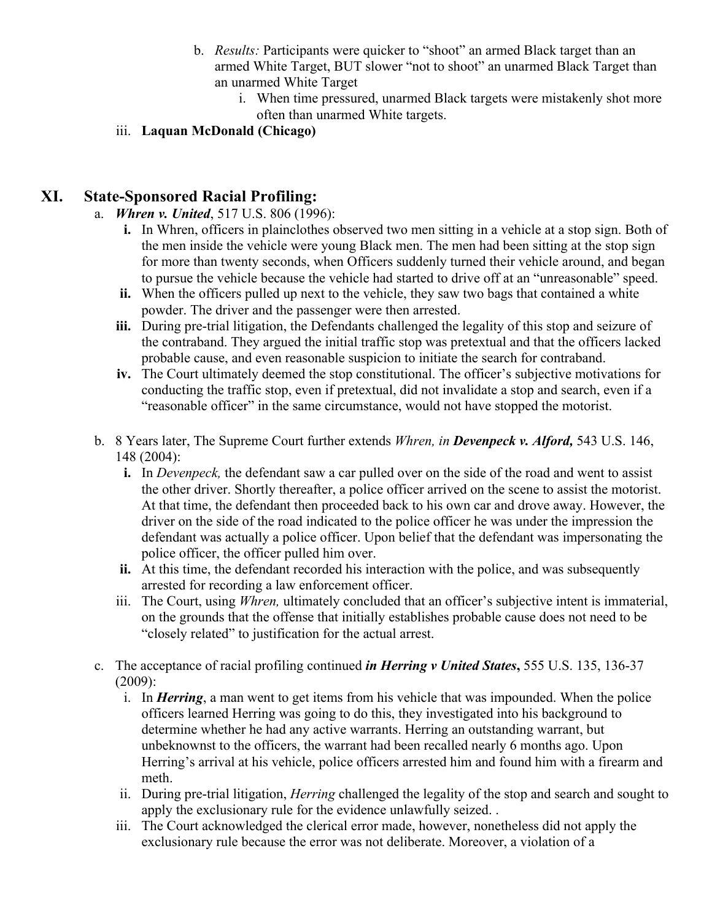b. *Results:* Participants were quicker to "shoot" an armed Black target than an armed White Target, BUT slower "not to shoot" an unarmed Black Target than an unarmed White Target
   i. When time pressured, unarmed Black targets were mistakenly shot more often than unarmed White targets.

iii. **Laquan McDonald (Chicago)**

## XI. State-Sponsored Racial Profiling:

a. ***Whren v. United***, 517 U.S. 806 (1996):
   **i.** In Whren, officers in plainclothes observed two men sitting in a vehicle at a stop sign. Both of the men inside the vehicle were young Black men. The men had been sitting at the stop sign for more than twenty seconds, when Officers suddenly turned their vehicle around, and began to pursue the vehicle because the vehicle had started to drive off at an "unreasonable" speed.
   **ii.** When the officers pulled up next to the vehicle, they saw two bags that contained a white powder. The driver and the passenger were then arrested.
   **iii.** During pre-trial litigation, the Defendants challenged the legality of this stop and seizure of the contraband. They argued the initial traffic stop was pretextual and that the officers lacked probable cause, and even reasonable suspicion to initiate the search for contraband.
   **iv.** The Court ultimately deemed the stop constitutional. The officer's subjective motivations for conducting the traffic stop, even if pretextual, did not invalidate a stop and search, even if a "reasonable officer" in the same circumstance, would not have stopped the motorist.

b. 8 Years later, The Supreme Court further extends *Whren, in* ***Devenpeck v. Alford,*** 543 U.S. 146, 148 (2004):
   **i.** In *Devenpeck,* the defendant saw a car pulled over on the side of the road and went to assist the other driver. Shortly thereafter, a police officer arrived on the scene to assist the motorist. At that time, the defendant then proceeded back to his own car and drove away. However, the driver on the side of the road indicated to the police officer he was under the impression the defendant was actually a police officer. Upon belief that the defendant was impersonating the police officer, the officer pulled him over.
   **ii.** At this time, the defendant recorded his interaction with the police, and was subsequently arrested for recording a law enforcement officer.
   iii. The Court, using *Whren,* ultimately concluded that an officer's subjective intent is immaterial, on the grounds that the offense that initially establishes probable cause does not need to be "closely related" to justification for the actual arrest.

c. The acceptance of racial profiling continued ***in Herring v United States*****,** 555 U.S. 135, 136-37 (2009):
   i. In ***Herring***, a man went to get items from his vehicle that was impounded. When the police officers learned Herring was going to do this, they investigated into his background to determine whether he had any active warrants. Herring an outstanding warrant, but unbeknownst to the officers, the warrant had been recalled nearly 6 months ago. Upon Herring's arrival at his vehicle, police officers arrested him and found him with a firearm and meth.
   ii. During pre-trial litigation, *Herring* challenged the legality of the stop and search and sought to apply the exclusionary rule for the evidence unlawfully seized. .
   iii. The Court acknowledged the clerical error made, however, nonetheless did not apply the exclusionary rule because the error was not deliberate. Moreover, a violation of a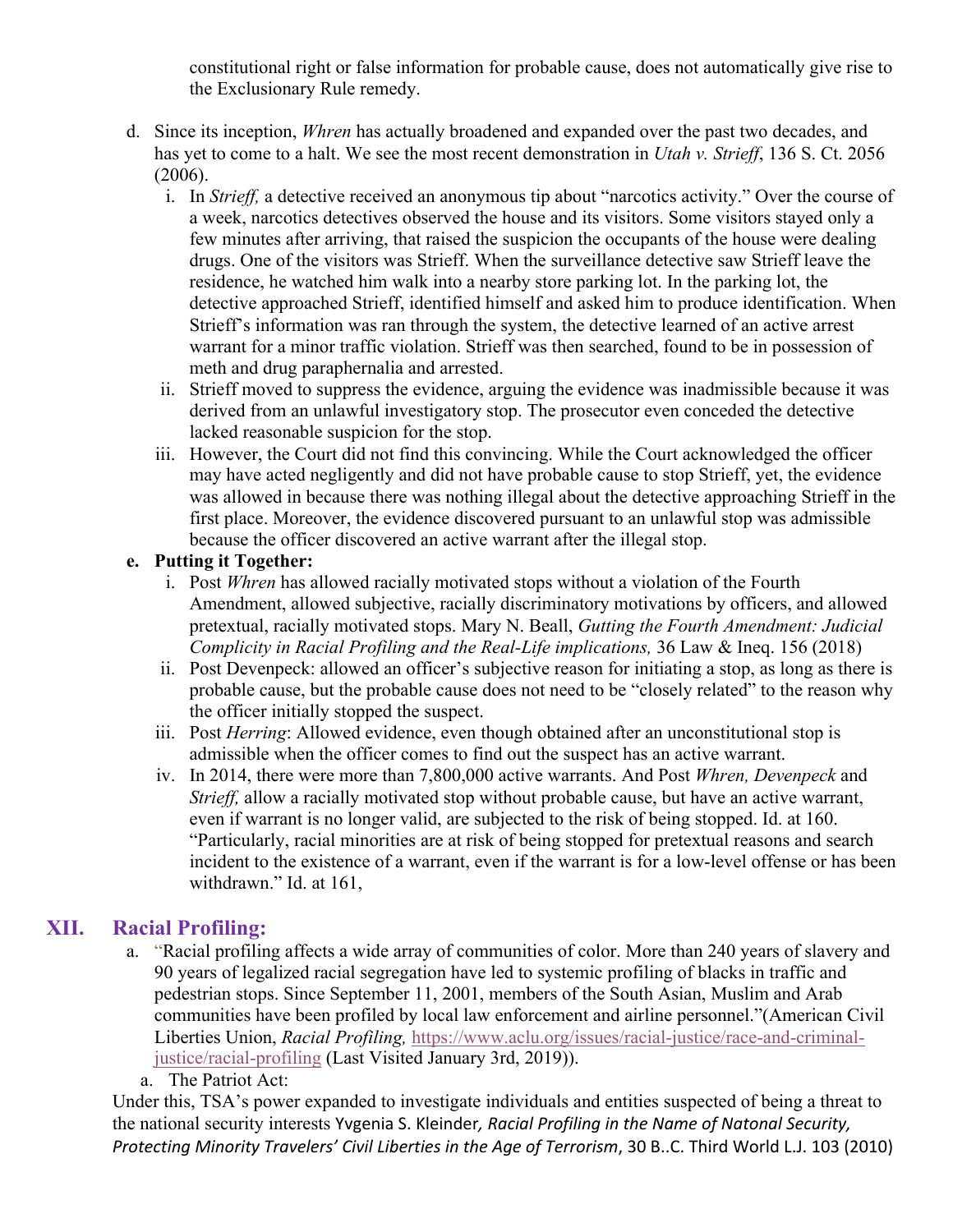constitutional right or false information for probable cause, does not automatically give rise to the Exclusionary Rule remedy.

d. Since its inception, *Whren* has actually broadened and expanded over the past two decades, and has yet to come to a halt. We see the most recent demonstration in *Utah v. Strieff*, 136 S. Ct. 2056 (2006).
   i. In *Strieff,* a detective received an anonymous tip about "narcotics activity." Over the course of a week, narcotics detectives observed the house and its visitors. Some visitors stayed only a few minutes after arriving, that raised the suspicion the occupants of the house were dealing drugs. One of the visitors was Strieff. When the surveillance detective saw Strieff leave the residence, he watched him walk into a nearby store parking lot. In the parking lot, the detective approached Strieff, identified himself and asked him to produce identification. When Strieff's information was ran through the system, the detective learned of an active arrest warrant for a minor traffic violation. Strieff was then searched, found to be in possession of meth and drug paraphernalia and arrested.
   ii. Strieff moved to suppress the evidence, arguing the evidence was inadmissible because it was derived from an unlawful investigatory stop. The prosecutor even conceded the detective lacked reasonable suspicion for the stop.
   iii. However, the Court did not find this convincing. While the Court acknowledged the officer may have acted negligently and did not have probable cause to stop Strieff, yet, the evidence was allowed in because there was nothing illegal about the detective approaching Strieff in the first place. Moreover, the evidence discovered pursuant to an unlawful stop was admissible because the officer discovered an active warrant after the illegal stop.

e. **Putting it Together:**
   i. Post *Whren* has allowed racially motivated stops without a violation of the Fourth Amendment, allowed subjective, racially discriminatory motivations by officers, and allowed pretextual, racially motivated stops. Mary N. Beall, *Gutting the Fourth Amendment: Judicial Complicity in Racial Profiling and the Real-Life implications,* 36 Law & Ineq. 156 (2018)
   ii. Post Devenpeck: allowed an officer's subjective reason for initiating a stop, as long as there is probable cause, but the probable cause does not need to be "closely related" to the reason why the officer initially stopped the suspect.
   iii. Post *Herring*: Allowed evidence, even though obtained after an unconstitutional stop is admissible when the officer comes to find out the suspect has an active warrant.
   iv. In 2014, there were more than 7,800,000 active warrants. And Post *Whren, Devenpeck* and *Strieff,* allow a racially motivated stop without probable cause, but have an active warrant, even if warrant is no longer valid, are subjected to the risk of being stopped. Id. at 160. "Particularly, racial minorities are at risk of being stopped for pretextual reasons and search incident to the existence of a warrant, even if the warrant is for a low-level offense or has been withdrawn." Id. at 161,

## XII. Racial Profiling:

a. "Racial profiling affects a wide array of communities of color. More than 240 years of slavery and 90 years of legalized racial segregation have led to systemic profiling of blacks in traffic and pedestrian stops. Since September 11, 2001, members of the South Asian, Muslim and Arab communities have been profiled by local law enforcement and airline personnel."(American Civil Liberties Union, *Racial Profiling,* https://www.aclu.org/issues/racial-justice/race-and-criminal-justice/racial-profiling (Last Visited January 3rd, 2019)).
   a. The Patriot Act:

Under this, TSA's power expanded to investigate individuals and entities suspected of being a threat to the national security interests Yvgenia S. Kleinder*, Racial Profiling in the Name of Natonal Security, Protecting Minority Travelers' Civil Liberties in the Age of Terrorism*, 30 B..C. Third World L.J. 103 (2010)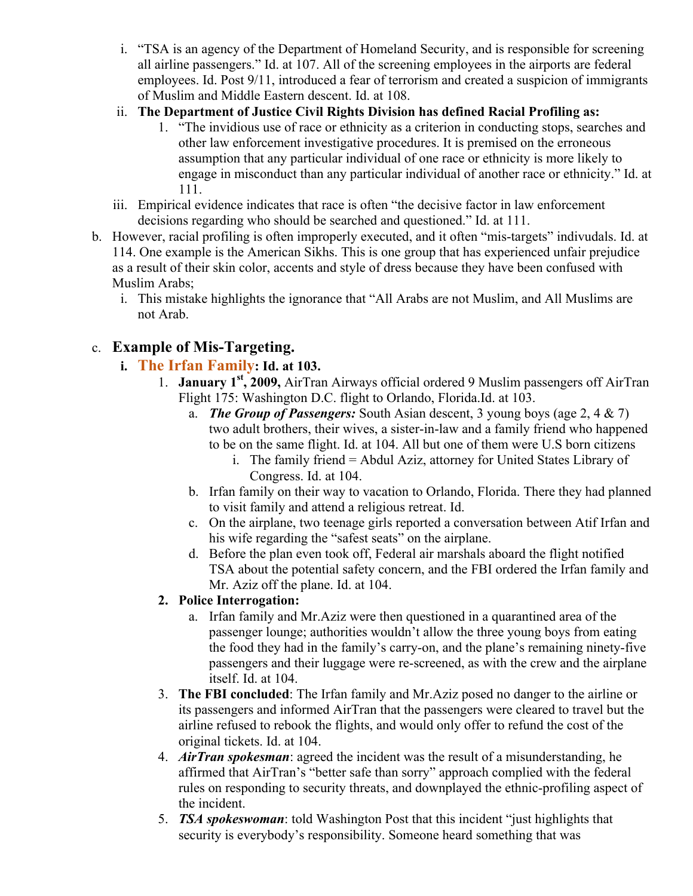i. "TSA is an agency of the Department of Homeland Security, and is responsible for screening all airline passengers." Id. at 107. All of the screening employees in the airports are federal employees. Id. Post 9/11, introduced a fear of terrorism and created a suspicion of immigrants of Muslim and Middle Eastern descent. Id. at 108.

ii. **The Department of Justice Civil Rights Division has defined Racial Profiling as:**

   1. "The invidious use of race or ethnicity as a criterion in conducting stops, searches and other law enforcement investigative procedures. It is premised on the erroneous assumption that any particular individual of one race or ethnicity is more likely to engage in misconduct than any particular individual of another race or ethnicity." Id. at 111.

iii. Empirical evidence indicates that race is often "the decisive factor in law enforcement decisions regarding who should be searched and questioned." Id. at 111.

b. However, racial profiling is often improperly executed, and it often "mis-targets" indivudals. Id. at 114. One example is the American Sikhs. This is one group that has experienced unfair prejudice as a result of their skin color, accents and style of dress because they have been confused with Muslim Arabs;

   i. This mistake highlights the ignorance that "All Arabs are not Muslim, and All Muslims are not Arab.

c. **Example of Mis-Targeting.**

   i. **The Irfan Family: Id. at 103.**

      1. **January 1st, 2009,** AirTran Airways official ordered 9 Muslim passengers off AirTran Flight 175: Washington D.C. flight to Orlando, Florida.Id. at 103.

         a. ***The Group of Passengers:*** South Asian descent, 3 young boys (age 2, 4 & 7) two adult brothers, their wives, a sister-in-law and a family friend who happened to be on the same flight. Id. at 104. All but one of them were U.S born citizens

            i. The family friend = Abdul Aziz, attorney for United States Library of Congress. Id. at 104.

         b. Irfan family on their way to vacation to Orlando, Florida. There they had planned to visit family and attend a religious retreat. Id.

         c. On the airplane, two teenage girls reported a conversation between Atif Irfan and his wife regarding the "safest seats" on the airplane.

         d. Before the plan even took off, Federal air marshals aboard the flight notified TSA about the potential safety concern, and the FBI ordered the Irfan family and Mr. Aziz off the plane. Id. at 104.

      2. **Police Interrogation:**

         a. Irfan family and Mr.Aziz were then questioned in a quarantined area of the passenger lounge; authorities wouldn't allow the three young boys from eating the food they had in the family's carry-on, and the plane's remaining ninety-five passengers and their luggage were re-screened, as with the crew and the airplane itself. Id. at 104.

      3. **The FBI concluded**: The Irfan family and Mr.Aziz posed no danger to the airline or its passengers and informed AirTran that the passengers were cleared to travel but the airline refused to rebook the flights, and would only offer to refund the cost of the original tickets. Id. at 104.

      4. ***AirTran spokesman***: agreed the incident was the result of a misunderstanding, he affirmed that AirTran's "better safe than sorry" approach complied with the federal rules on responding to security threats, and downplayed the ethnic-profiling aspect of the incident.

      5. ***TSA spokeswoman***: told Washington Post that this incident "just highlights that security is everybody's responsibility. Someone heard something that was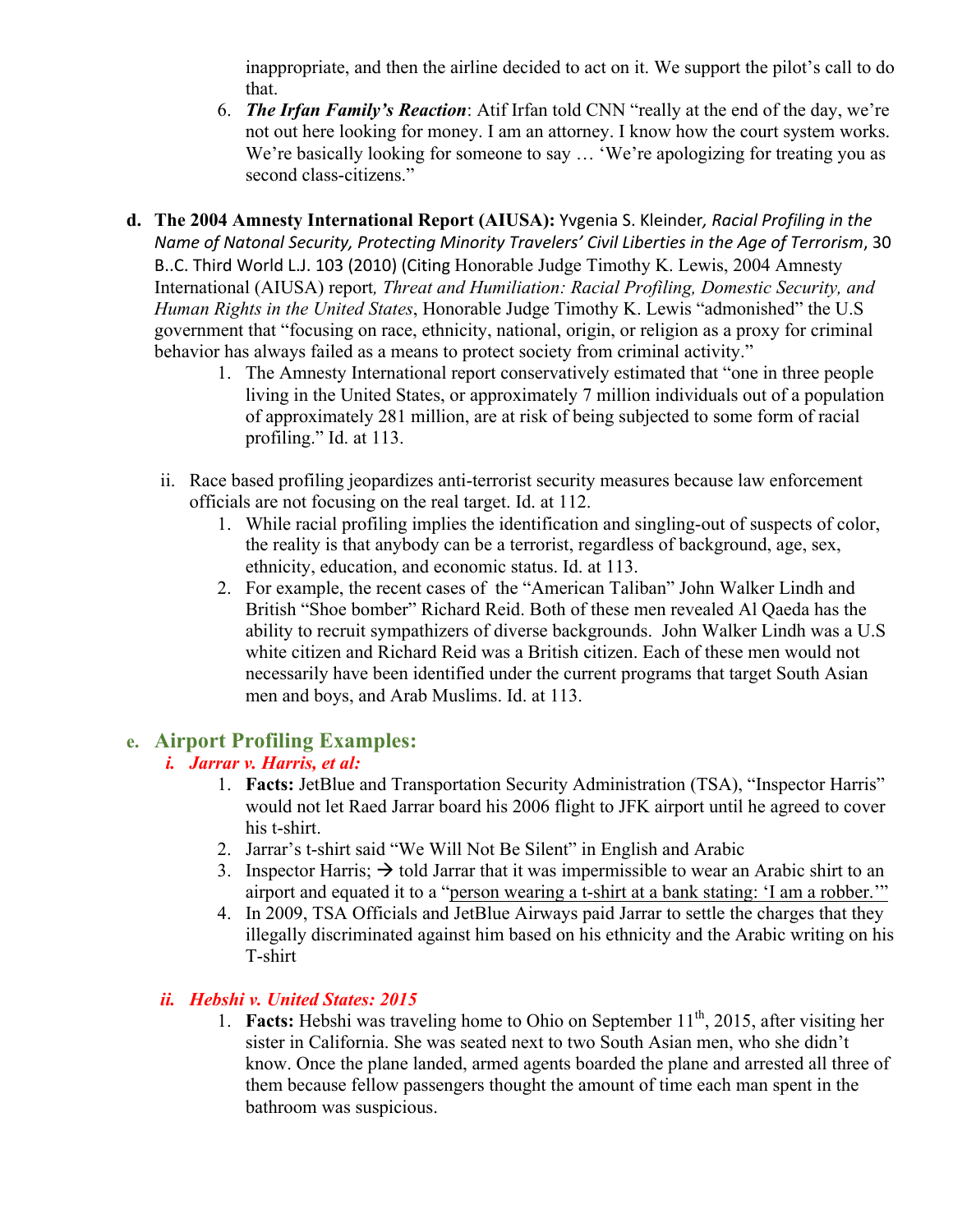inappropriate, and then the airline decided to act on it. We support the pilot's call to do that.

6. ***The Irfan Family's Reaction***: Atif Irfan told CNN "really at the end of the day, we're not out here looking for money. I am an attorney. I know how the court system works. We're basically looking for someone to say … 'We're apologizing for treating you as second class-citizens."

**d. The 2004 Amnesty International Report (AIUSA):** Yvgenia S. Kleinder, *Racial Profiling in the Name of Natonal Security, Protecting Minority Travelers' Civil Liberties in the Age of Terrorism*, 30 B..C. Third World L.J. 103 (2010) (Citing Honorable Judge Timothy K. Lewis, 2004 Amnesty International (AIUSA) report*, Threat and Humiliation: Racial Profiling, Domestic Security, and Human Rights in the United States*, Honorable Judge Timothy K. Lewis "admonished" the U.S government that "focusing on race, ethnicity, national, origin, or religion as a proxy for criminal behavior has always failed as a means to protect society from criminal activity."

1. The Amnesty International report conservatively estimated that "one in three people living in the United States, or approximately 7 million individuals out of a population of approximately 281 million, are at risk of being subjected to some form of racial profiling." Id. at 113.

ii. Race based profiling jeopardizes anti-terrorist security measures because law enforcement officials are not focusing on the real target. Id. at 112.

1. While racial profiling implies the identification and singling-out of suspects of color, the reality is that anybody can be a terrorist, regardless of background, age, sex, ethnicity, education, and economic status. Id. at 113.
2. For example, the recent cases of the "American Taliban" John Walker Lindh and British "Shoe bomber" Richard Reid. Both of these men revealed Al Qaeda has the ability to recruit sympathizers of diverse backgrounds. John Walker Lindh was a U.S white citizen and Richard Reid was a British citizen. Each of these men would not necessarily have been identified under the current programs that target South Asian men and boys, and Arab Muslims. Id. at 113.

## e. Airport Profiling Examples:

### *i. Jarrar v. Harris, et al:*

1. **Facts:** JetBlue and Transportation Security Administration (TSA), "Inspector Harris" would not let Raed Jarrar board his 2006 flight to JFK airport until he agreed to cover his t-shirt.
2. Jarrar's t-shirt said "We Will Not Be Silent" in English and Arabic
3. Inspector Harris; → told Jarrar that it was impermissible to wear an Arabic shirt to an airport and equated it to a "<u>person wearing a t-shirt at a bank stating: 'I am a robber.'"</u>
4. In 2009, TSA Officials and JetBlue Airways paid Jarrar to settle the charges that they illegally discriminated against him based on his ethnicity and the Arabic writing on his T-shirt

### *ii. Hebshi v. United States: 2015*

1. **Facts:** Hebshi was traveling home to Ohio on September 11th, 2015, after visiting her sister in California. She was seated next to two South Asian men, who she didn't know. Once the plane landed, armed agents boarded the plane and arrested all three of them because fellow passengers thought the amount of time each man spent in the bathroom was suspicious.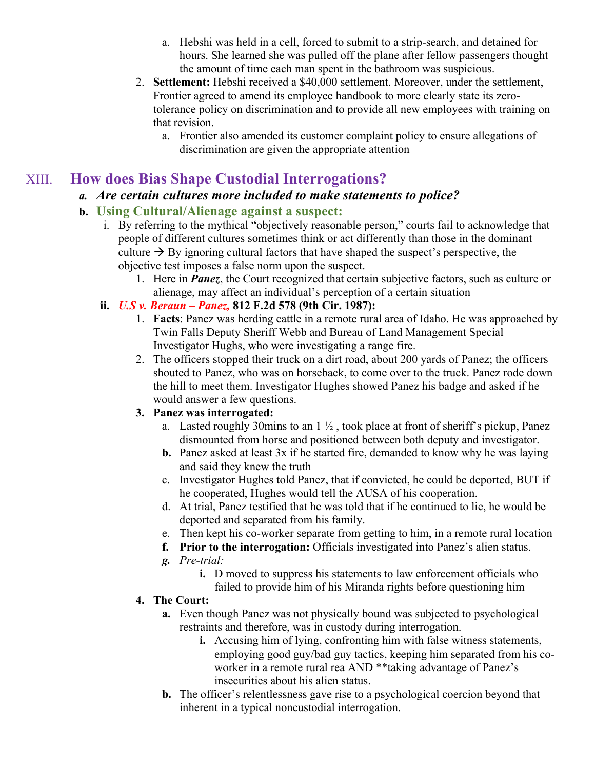a. Hebshi was held in a cell, forced to submit to a strip-search, and detained for hours. She learned she was pulled off the plane after fellow passengers thought the amount of time each man spent in the bathroom was suspicious.

2. **Settlement:** Hebshi received a $40,000 settlement. Moreover, under the settlement, Frontier agreed to amend its employee handbook to more clearly state its zero-tolerance policy on discrimination and to provide all new employees with training on that revision.
   a. Frontier also amended its customer complaint policy to ensure allegations of discrimination are given the appropriate attention

## XIII. How does Bias Shape Custodial Interrogations?

### *a. Are certain cultures more included to make statements to police?*

### b. Using Cultural/Alienage against a suspect:

i. By referring to the mythical "objectively reasonable person," courts fail to acknowledge that people of different cultures sometimes think or act differently than those in the dominant culture → By ignoring cultural factors that have shaped the suspect's perspective, the objective test imposes a false norm upon the suspect.
   1. Here in ***Panez***, the Court recognized that certain subjective factors, such as culture or alienage, may affect an individual's perception of a certain situation

**ii. *U.S v. Beraun – Panez,* 812 F.2d 578 (9th Cir. 1987):**

1. **Facts**: Panez was herding cattle in a remote rural area of Idaho. He was approached by Twin Falls Deputy Sheriff Webb and Bureau of Land Management Special Investigator Hughs, who were investigating a range fire.
2. The officers stopped their truck on a dirt road, about 200 yards of Panez; the officers shouted to Panez, who was on horseback, to come over to the truck. Panez rode down the hill to meet them. Investigator Hughes showed Panez his badge and asked if he would answer a few questions.
3. **Panez was interrogated:**
   a. Lasted roughly 30mins to an 1 ½ , took place at front of sheriff's pickup, Panez dismounted from horse and positioned between both deputy and investigator.
   **b.** Panez asked at least 3x if he started fire, demanded to know why he was laying and said they knew the truth
   c. Investigator Hughes told Panez, that if convicted, he could be deported, BUT if he cooperated, Hughes would tell the AUSA of his cooperation.
   d. At trial, Panez testified that he was told that if he continued to lie, he would be deported and separated from his family.
   e. Then kept his co-worker separate from getting to him, in a remote rural location
   **f. Prior to the interrogation:** Officials investigated into Panez's alien status.
   ***g.*** *Pre-trial:*
      **i.** D moved to suppress his statements to law enforcement officials who failed to provide him of his Miranda rights before questioning him
4. **The Court:**
   **a.** Even though Panez was not physically bound was subjected to psychological restraints and therefore, was in custody during interrogation.
      **i.** Accusing him of lying, confronting him with false witness statements, employing good guy/bad guy tactics, keeping him separated from his co-worker in a remote rural rea AND **taking advantage of Panez's insecurities about his alien status.
   **b.** The officer's relentlessness gave rise to a psychological coercion beyond that inherent in a typical noncustodial interrogation.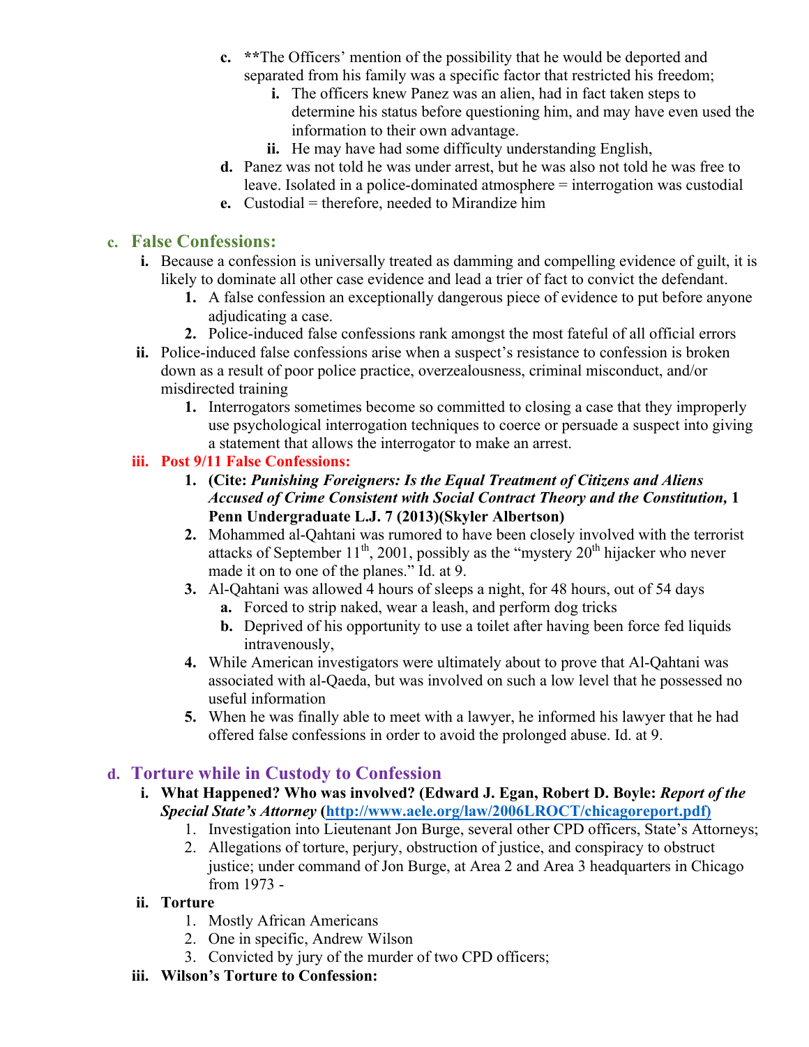c. \*\*The Officers' mention of the possibility that he would be deported and separated from his family was a specific factor that restricted his freedom;
   i. The officers knew Panez was an alien, had in fact taken steps to determine his status before questioning him, and may have even used the information to their own advantage.
   ii. He may have had some difficulty understanding English,

d. Panez was not told he was under arrest, but he was also not told he was free to leave. Isolated in a police-dominated atmosphere = interrogation was custodial

e. Custodial = therefore, needed to Mirandize him

## c. False Confessions:

i. Because a confession is universally treated as damming and compelling evidence of guilt, it is likely to dominate all other case evidence and lead a trier of fact to convict the defendant.
   1. A false confession an exceptionally dangerous piece of evidence to put before anyone adjudicating a case.
   2. Police-induced false confessions rank amongst the most fateful of all official errors

ii. Police-induced false confessions arise when a suspect's resistance to confession is broken down as a result of poor police practice, overzealousness, criminal misconduct, and/or misdirected training
   1. Interrogators sometimes become so committed to closing a case that they improperly use psychological interrogation techniques to coerce or persuade a suspect into giving a statement that allows the interrogator to make an arrest.

iii. **Post 9/11 False Confessions:**
   1. **(Cite: *Punishing Foreigners: Is the Equal Treatment of Citizens and Aliens Accused of Crime Consistent with Social Contract Theory and the Constitution,* 1 Penn Undergraduate L.J. 7 (2013)(Skyler Albertson)**
   2. Mohammed al-Qahtani was rumored to have been closely involved with the terrorist attacks of September 11th, 2001, possibly as the "mystery 20th hijacker who never made it on to one of the planes." Id. at 9.
   3. Al-Qahtani was allowed 4 hours of sleeps a night, for 48 hours, out of 54 days
      a. Forced to strip naked, wear a leash, and perform dog tricks
      b. Deprived of his opportunity to use a toilet after having been force fed liquids intravenously,
   4. While American investigators were ultimately about to prove that Al-Qahtani was associated with al-Qaeda, but was involved on such a low level that he possessed no useful information
   5. When he was finally able to meet with a lawyer, he informed his lawyer that he had offered false confessions in order to avoid the prolonged abuse. Id. at 9.

## d. Torture while in Custody to Confession

i. **What Happened? Who was involved? (Edward J. Egan, Robert D. Boyle: *Report of the Special State's Attorney* (http://www.aele.org/law/2006LROCT/chicagoreport.pdf)**
   1. Investigation into Lieutenant Jon Burge, several other CPD officers, State's Attorneys;
   2. Allegations of torture, perjury, obstruction of justice, and conspiracy to obstruct justice; under command of Jon Burge, at Area 2 and Area 3 headquarters in Chicago from 1973 -

ii. **Torture**
   1. Mostly African Americans
   2. One in specific, Andrew Wilson
   3. Convicted by jury of the murder of two CPD officers;

iii. **Wilson's Torture to Confession:**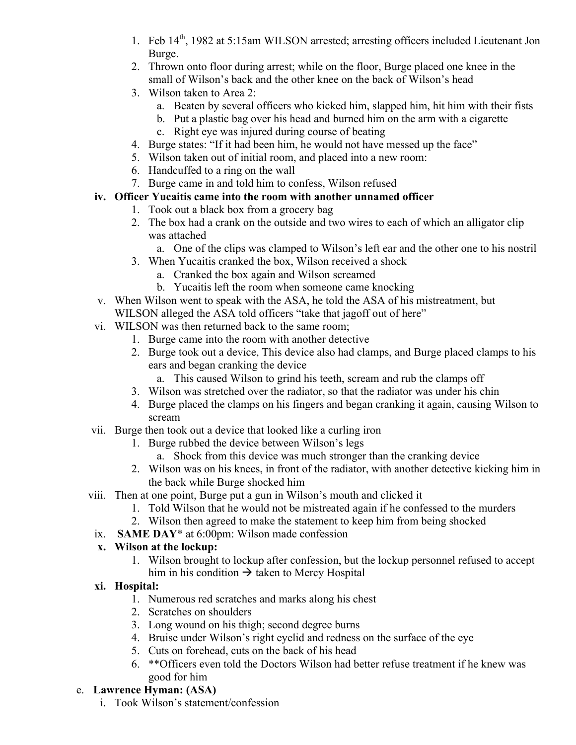1. Feb 14th, 1982 at 5:15am WILSON arrested; arresting officers included Lieutenant Jon Burge.
2. Thrown onto floor during arrest; while on the floor, Burge placed one knee in the small of Wilson's back and the other knee on the back of Wilson's head
3. Wilson taken to Area 2:
    a. Beaten by several officers who kicked him, slapped him, hit him with their fists
    b. Put a plastic bag over his head and burned him on the arm with a cigarette
    c. Right eye was injured during course of beating
4. Burge states: "If it had been him, he would not have messed up the face"
5. Wilson taken out of initial room, and placed into a new room:
6. Handcuffed to a ring on the wall
7. Burge came in and told him to confess, Wilson refused

iv. **Officer Yucaitis came into the room with another unnamed officer**
1. Took out a black box from a grocery bag
2. The box had a crank on the outside and two wires to each of which an alligator clip was attached
    a. One of the clips was clamped to Wilson's left ear and the other one to his nostril
3. When Yucaitis cranked the box, Wilson received a shock
    a. Cranked the box again and Wilson screamed
    b. Yucaitis left the room when someone came knocking

v. When Wilson went to speak with the ASA, he told the ASA of his mistreatment, but WILSON alleged the ASA told officers "take that jagoff out of here"

vi. WILSON was then returned back to the same room;
1. Burge came into the room with another detective
2. Burge took out a device, This device also had clamps, and Burge placed clamps to his ears and began cranking the device
    a. This caused Wilson to grind his teeth, scream and rub the clamps off
3. Wilson was stretched over the radiator, so that the radiator was under his chin
4. Burge placed the clamps on his fingers and began cranking it again, causing Wilson to scream

vii. Burge then took out a device that looked like a curling iron
1. Burge rubbed the device between Wilson's legs
    a. Shock from this device was much stronger than the cranking device
2. Wilson was on his knees, in front of the radiator, with another detective kicking him in the back while Burge shocked him

viii. Then at one point, Burge put a gun in Wilson's mouth and clicked it
1. Told Wilson that he would not be mistreated again if he confessed to the murders
2. Wilson then agreed to make the statement to keep him from being shocked

ix. **SAME DAY*** at 6:00pm: Wilson made confession

x. **Wilson at the lockup:**
1. Wilson brought to lockup after confession, but the lockup personnel refused to accept him in his condition → taken to Mercy Hospital

xi. **Hospital:**
1. Numerous red scratches and marks along his chest
2. Scratches on shoulders
3. Long wound on his thigh; second degree burns
4. Bruise under Wilson's right eyelid and redness on the surface of the eye
5. Cuts on forehead, cuts on the back of his head
6. **Officers even told the Doctors Wilson had better refuse treatment if he knew was good for him

e. **Lawrence Hyman: (ASA)**

i. Took Wilson's statement/confession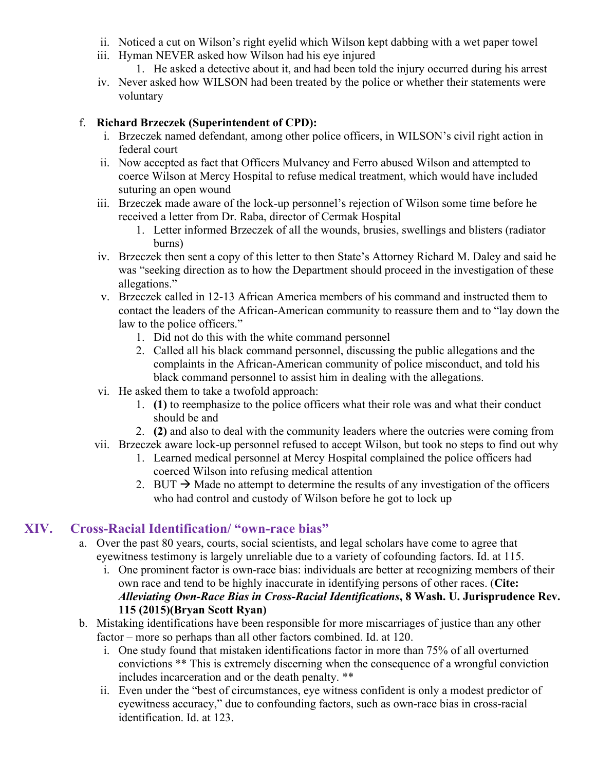ii. Noticed a cut on Wilson's right eyelid which Wilson kept dabbing with a wet paper towel
   iii. Hyman NEVER asked how Wilson had his eye injured
      1. He asked a detective about it, and had been told the injury occurred during his arrest
   iv. Never asked how WILSON had been treated by the police or whether their statements were voluntary

f. **Richard Brzeczek (Superintendent of CPD):**
   i. Brzeczek named defendant, among other police officers, in WILSON's civil right action in federal court
   ii. Now accepted as fact that Officers Mulvaney and Ferro abused Wilson and attempted to coerce Wilson at Mercy Hospital to refuse medical treatment, which would have included suturing an open wound
   iii. Brzeczek made aware of the lock-up personnel's rejection of Wilson some time before he received a letter from Dr. Raba, director of Cermak Hospital
      1. Letter informed Brzeczek of all the wounds, brusies, swellings and blisters (radiator burns)
   iv. Brzeczek then sent a copy of this letter to then State's Attorney Richard M. Daley and said he was "seeking direction as to how the Department should proceed in the investigation of these allegations."
   v. Brzeczek called in 12-13 African America members of his command and instructed them to contact the leaders of the African-American community to reassure them and to "lay down the law to the police officers."
      1. Did not do this with the white command personnel
      2. Called all his black command personnel, discussing the public allegations and the complaints in the African-American community of police misconduct, and told his black command personnel to assist him in dealing with the allegations.
   vi. He asked them to take a twofold approach:
      1. **(1)** to reemphasize to the police officers what their role was and what their conduct should be and
      2. **(2)** and also to deal with the community leaders where the outcries were coming from
   vii. Brzeczek aware lock-up personnel refused to accept Wilson, but took no steps to find out why
      1. Learned medical personnel at Mercy Hospital complained the police officers had coerced Wilson into refusing medical attention
      2. BUT → Made no attempt to determine the results of any investigation of the officers who had control and custody of Wilson before he got to lock up

## XIV. Cross-Racial Identification/ "own-race bias"

a. Over the past 80 years, courts, social scientists, and legal scholars have come to agree that eyewitness testimony is largely unreliable due to a variety of cofounding factors. Id. at 115.
   i. One prominent factor is own-race bias: individuals are better at recognizing members of their own race and tend to be highly inaccurate in identifying persons of other races. (**Cite: *Alleviating Own-Race Bias in Cross-Racial Identifications*, 8 Wash. U. Jurisprudence Rev. 115 (2015)(Bryan Scott Ryan)**
b. Mistaking identifications have been responsible for more miscarriages of justice than any other factor – more so perhaps than all other factors combined. Id. at 120.
   i. One study found that mistaken identifications factor in more than 75% of all overturned convictions ** This is extremely discerning when the consequence of a wrongful conviction includes incarceration and or the death penalty. **
   ii. Even under the "best of circumstances, eye witness confident is only a modest predictor of eyewitness accuracy," due to confounding factors, such as own-race bias in cross-racial identification. Id. at 123.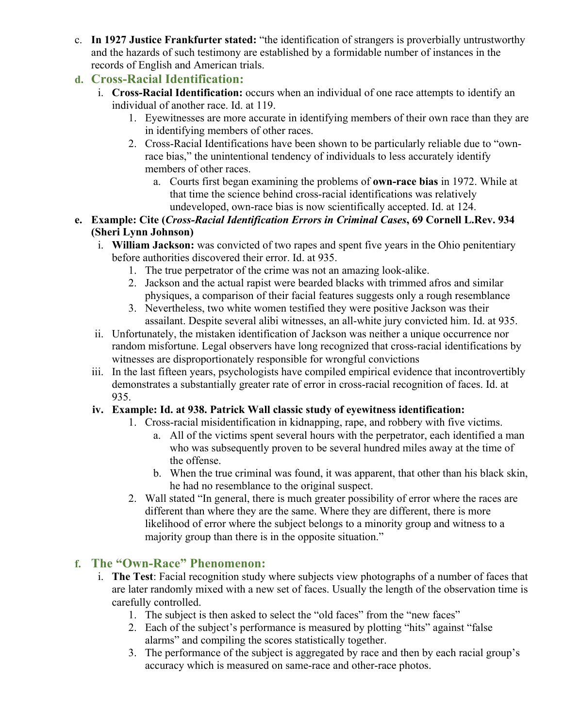c. **In 1927 Justice Frankfurter stated:** "the identification of strangers is proverbially untrustworthy and the hazards of such testimony are established by a formidable number of instances in the records of English and American trials.

d. **Cross-Racial Identification:**
   i. **Cross-Racial Identification:** occurs when an individual of one race attempts to identify an individual of another race. Id. at 119.
      1. Eyewitnesses are more accurate in identifying members of their own race than they are in identifying members of other races.
      2. Cross-Racial Identifications have been shown to be particularly reliable due to "own-race bias," the unintentional tendency of individuals to less accurately identify members of other races.
         a. Courts first began examining the problems of **own-race bias** in 1972. While at that time the science behind cross-racial identifications was relatively undeveloped, own-race bias is now scientifically accepted. Id. at 124.

e. **Example: Cite (*Cross-Racial Identification Errors in Criminal Cases*, 69 Cornell L.Rev. 934 (Sheri Lynn Johnson)**
   i. **William Jackson:** was convicted of two rapes and spent five years in the Ohio penitentiary before authorities discovered their error. Id. at 935.
      1. The true perpetrator of the crime was not an amazing look-alike.
      2. Jackson and the actual rapist were bearded blacks with trimmed afros and similar physiques, a comparison of their facial features suggests only a rough resemblance
      3. Nevertheless, two white women testified they were positive Jackson was their assailant. Despite several alibi witnesses, an all-white jury convicted him. Id. at 935.
   ii. Unfortunately, the mistaken identification of Jackson was neither a unique occurrence nor random misfortune. Legal observers have long recognized that cross-racial identifications by witnesses are disproportionately responsible for wrongful convictions
   iii. In the last fifteen years, psychologists have compiled empirical evidence that incontrovertibly demonstrates a substantially greater rate of error in cross-racial recognition of faces. Id. at 935.
   iv. **Example: Id. at 938. Patrick Wall classic study of eyewitness identification:**
      1. Cross-racial misidentification in kidnapping, rape, and robbery with five victims.
         a. All of the victims spent several hours with the perpetrator, each identified a man who was subsequently proven to be several hundred miles away at the time of the offense.
         b. When the true criminal was found, it was apparent, that other than his black skin, he had no resemblance to the original suspect.
      2. Wall stated "In general, there is much greater possibility of error where the races are different than where they are the same. Where they are different, there is more likelihood of error where the subject belongs to a minority group and witness to a majority group than there is in the opposite situation."

f. **The "Own-Race" Phenomenon:**
   i. **The Test**: Facial recognition study where subjects view photographs of a number of faces that are later randomly mixed with a new set of faces. Usually the length of the observation time is carefully controlled.
      1. The subject is then asked to select the "old faces" from the "new faces"
      2. Each of the subject's performance is measured by plotting "hits" against "false alarms" and compiling the scores statistically together.
      3. The performance of the subject is aggregated by race and then by each racial group's accuracy which is measured on same-race and other-race photos.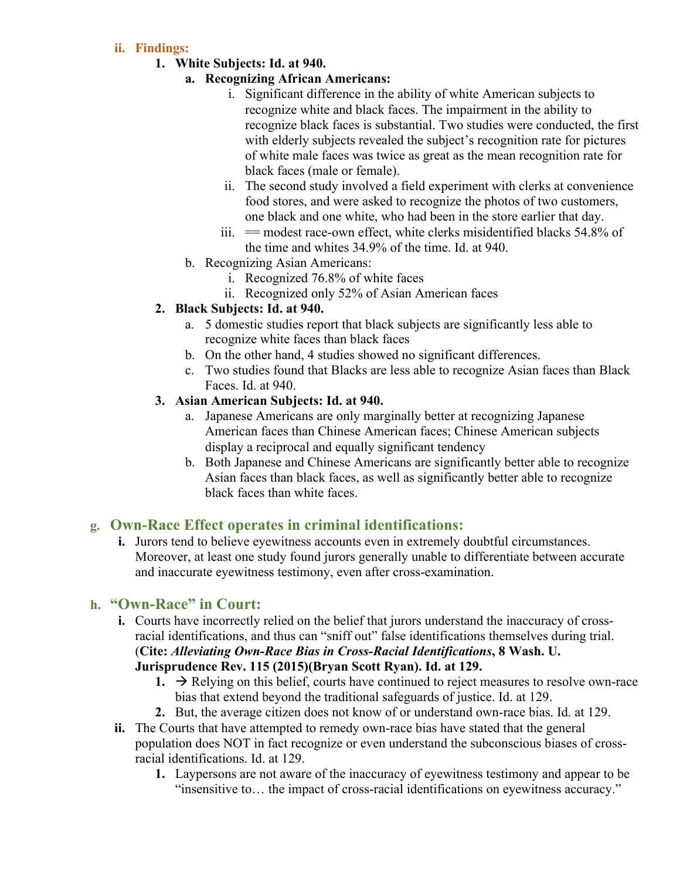**ii. Findings:**

1. **White Subjects: Id. at 940.**
   a. **Recognizing African Americans:**
      i. Significant difference in the ability of white American subjects to recognize white and black faces. The impairment in the ability to recognize black faces is substantial. Two studies were conducted, the first with elderly subjects revealed the subject's recognition rate for pictures of white male faces was twice as great as the mean recognition rate for black faces (male or female).
      ii. The second study involved a field experiment with clerks at convenience food stores, and were asked to recognize the photos of two customers, one black and one white, who had been in the store earlier that day.
      iii. == modest race-own effect, white clerks misidentified blacks 54.8% of the time and whites 34.9% of the time. Id. at 940.
   b. Recognizing Asian Americans:
      i. Recognized 76.8% of white faces
      ii. Recognized only 52% of Asian American faces
2. **Black Subjects: Id. at 940.**
   a. 5 domestic studies report that black subjects are significantly less able to recognize white faces than black faces
   b. On the other hand, 4 studies showed no significant differences.
   c. Two studies found that Blacks are less able to recognize Asian faces than Black Faces. Id. at 940.
3. **Asian American Subjects: Id. at 940.**
   a. Japanese Americans are only marginally better at recognizing Japanese American faces than Chinese American faces; Chinese American subjects display a reciprocal and equally significant tendency
   b. Both Japanese and Chinese Americans are significantly better able to recognize Asian faces than black faces, as well as significantly better able to recognize black faces than white faces.

## g. Own-Race Effect operates in criminal identifications:

**i.** Jurors tend to believe eyewitness accounts even in extremely doubtful circumstances. Moreover, at least one study found jurors generally unable to differentiate between accurate and inaccurate eyewitness testimony, even after cross-examination.

## h. "Own-Race" in Court:

**i.** Courts have incorrectly relied on the belief that jurors understand the inaccuracy of cross-racial identifications, and thus can "sniff out" false identifications themselves during trial. (**Cite:** ***Alleviating Own-Race Bias in Cross-Racial Identifications*****, 8 Wash. U. Jurisprudence Rev. 115 (2015)(Bryan Scott Ryan). Id. at 129.**

1. → Relying on this belief, courts have continued to reject measures to resolve own-race bias that extend beyond the traditional safeguards of justice. Id. at 129.
2. But, the average citizen does not know of or understand own-race bias. Id. at 129.

**ii.** The Courts that have attempted to remedy own-race bias have stated that the general population does NOT in fact recognize or even understand the subconscious biases of cross-racial identifications. Id. at 129.

1. Laypersons are not aware of the inaccuracy of eyewitness testimony and appear to be "insensitive to… the impact of cross-racial identifications on eyewitness accuracy."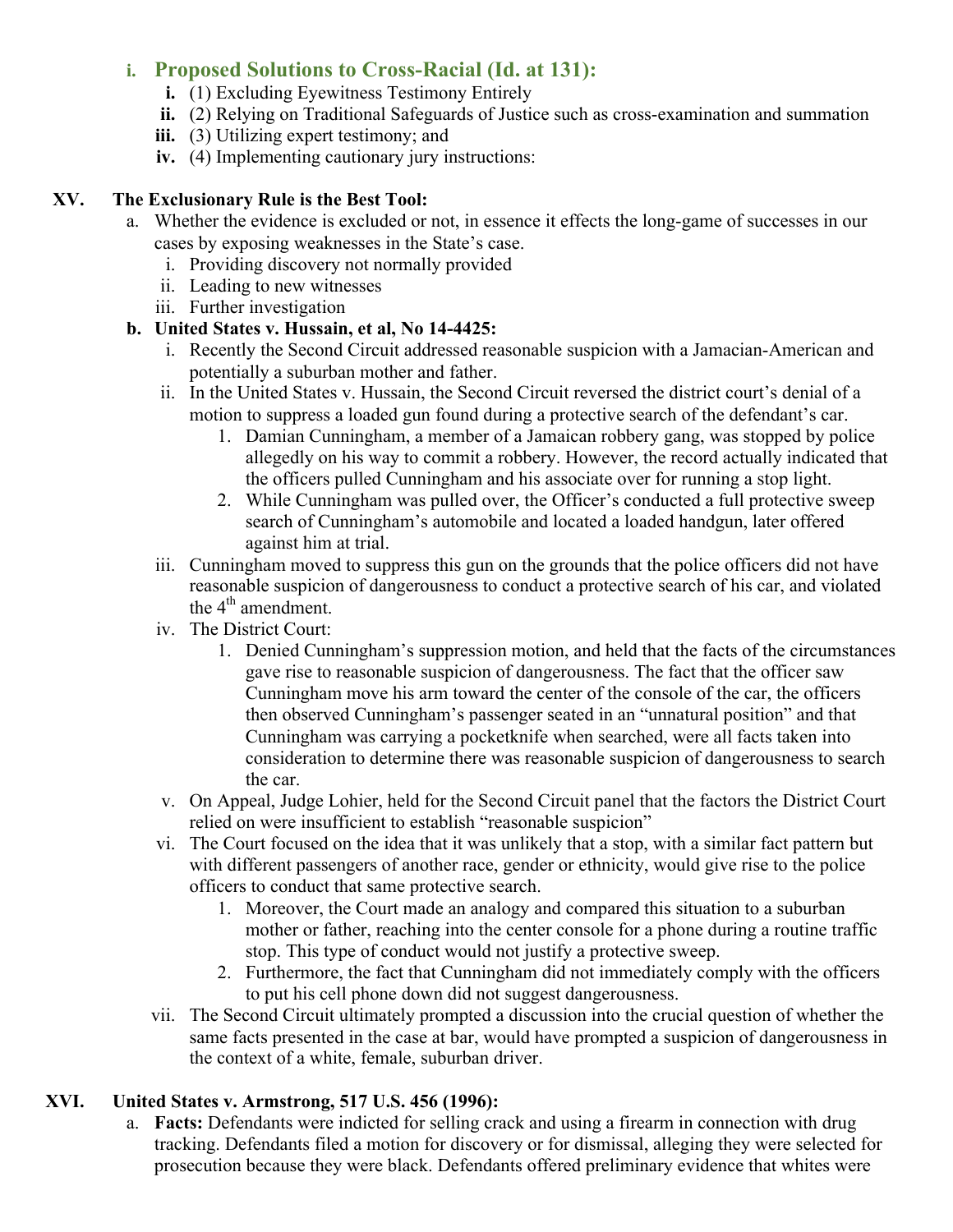i. **Proposed Solutions to Cross-Racial (Id. at 131):**
   - **i.** (1) Excluding Eyewitness Testimony Entirely
   - **ii.** (2) Relying on Traditional Safeguards of Justice such as cross-examination and summation
   - **iii.** (3) Utilizing expert testimony; and
   - **iv.** (4) Implementing cautionary jury instructions:

**XV. The Exclusionary Rule is the Best Tool:**

a. Whether the evidence is excluded or not, in essence it effects the long-game of successes in our cases by exposing weaknesses in the State's case.
   - i. Providing discovery not normally provided
   - ii. Leading to new witnesses
   - iii. Further investigation

**b. United States v. Hussain, et al, No 14-4425:**

   - i. Recently the Second Circuit addressed reasonable suspicion with a Jamacian-American and potentially a suburban mother and father.
   - ii. In the United States v. Hussain, the Second Circuit reversed the district court's denial of a motion to suppress a loaded gun found during a protective search of the defendant's car.
     1. Damian Cunningham, a member of a Jamaican robbery gang, was stopped by police allegedly on his way to commit a robbery. However, the record actually indicated that the officers pulled Cunningham and his associate over for running a stop light.
     2. While Cunningham was pulled over, the Officer's conducted a full protective sweep search of Cunningham's automobile and located a loaded handgun, later offered against him at trial.
   - iii. Cunningham moved to suppress this gun on the grounds that the police officers did not have reasonable suspicion of dangerousness to conduct a protective search of his car, and violated the 4th amendment.
   - iv. The District Court:
     1. Denied Cunningham's suppression motion, and held that the facts of the circumstances gave rise to reasonable suspicion of dangerousness. The fact that the officer saw Cunningham move his arm toward the center of the console of the car, the officers then observed Cunningham's passenger seated in an "unnatural position" and that Cunningham was carrying a pocketknife when searched, were all facts taken into consideration to determine there was reasonable suspicion of dangerousness to search the car.
   - v. On Appeal, Judge Lohier, held for the Second Circuit panel that the factors the District Court relied on were insufficient to establish "reasonable suspicion"
   - vi. The Court focused on the idea that it was unlikely that a stop, with a similar fact pattern but with different passengers of another race, gender or ethnicity, would give rise to the police officers to conduct that same protective search.
     1. Moreover, the Court made an analogy and compared this situation to a suburban mother or father, reaching into the center console for a phone during a routine traffic stop. This type of conduct would not justify a protective sweep.
     2. Furthermore, the fact that Cunningham did not immediately comply with the officers to put his cell phone down did not suggest dangerousness.
   - vii. The Second Circuit ultimately prompted a discussion into the crucial question of whether the same facts presented in the case at bar, would have prompted a suspicion of dangerousness in the context of a white, female, suburban driver.

**XVI. United States v. Armstrong, 517 U.S. 456 (1996):**

a. **Facts:** Defendants were indicted for selling crack and using a firearm in connection with drug tracking. Defendants filed a motion for discovery or for dismissal, alleging they were selected for prosecution because they were black. Defendants offered preliminary evidence that whites were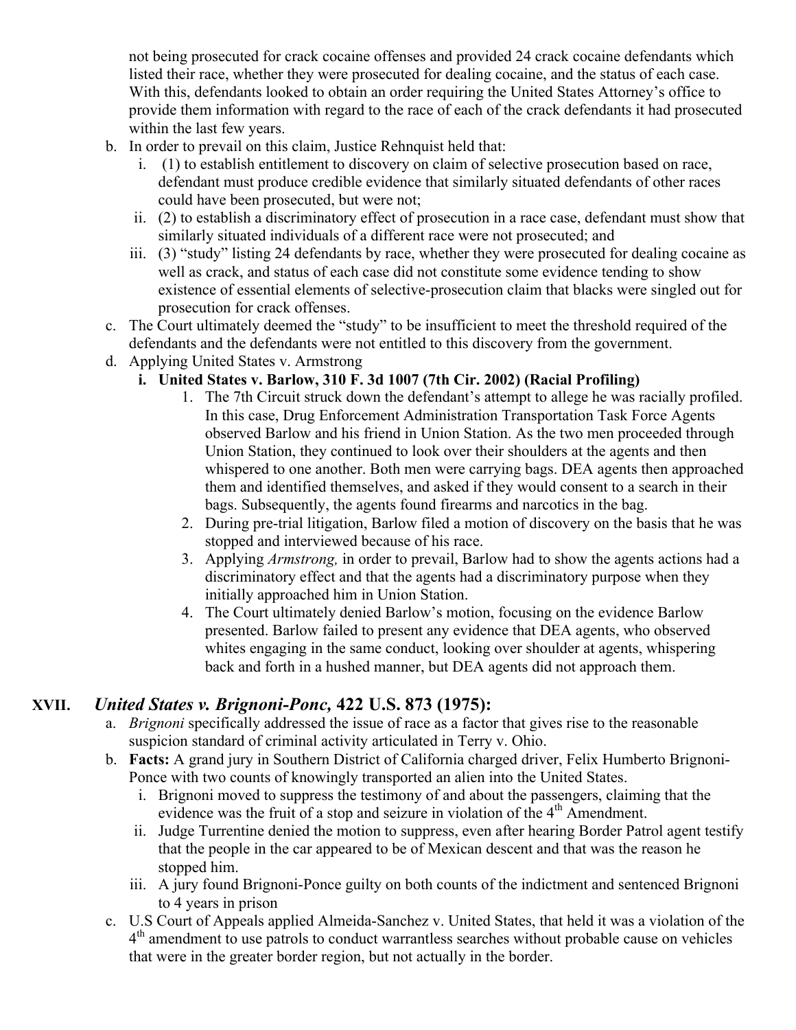not being prosecuted for crack cocaine offenses and provided 24 crack cocaine defendants which listed their race, whether they were prosecuted for dealing cocaine, and the status of each case. With this, defendants looked to obtain an order requiring the United States Attorney's office to provide them information with regard to the race of each of the crack defendants it had prosecuted within the last few years.

b. In order to prevail on this claim, Justice Rehnquist held that:
   i. (1) to establish entitlement to discovery on claim of selective prosecution based on race, defendant must produce credible evidence that similarly situated defendants of other races could have been prosecuted, but were not;
   ii. (2) to establish a discriminatory effect of prosecution in a race case, defendant must show that similarly situated individuals of a different race were not prosecuted; and
   iii. (3) "study" listing 24 defendants by race, whether they were prosecuted for dealing cocaine as well as crack, and status of each case did not constitute some evidence tending to show existence of essential elements of selective-prosecution claim that blacks were singled out for prosecution for crack offenses.
c. The Court ultimately deemed the "study" to be insufficient to meet the threshold required of the defendants and the defendants were not entitled to this discovery from the government.
d. Applying United States v. Armstrong
   i. **United States v. Barlow, 310 F. 3d 1007 (7th Cir. 2002) (Racial Profiling)**
      1. The 7th Circuit struck down the defendant's attempt to allege he was racially profiled. In this case, Drug Enforcement Administration Transportation Task Force Agents observed Barlow and his friend in Union Station. As the two men proceeded through Union Station, they continued to look over their shoulders at the agents and then whispered to one another. Both men were carrying bags. DEA agents then approached them and identified themselves, and asked if they would consent to a search in their bags. Subsequently, the agents found firearms and narcotics in the bag.
      2. During pre-trial litigation, Barlow filed a motion of discovery on the basis that he was stopped and interviewed because of his race.
      3. Applying *Armstrong,* in order to prevail, Barlow had to show the agents actions had a discriminatory effect and that the agents had a discriminatory purpose when they initially approached him in Union Station.
      4. The Court ultimately denied Barlow's motion, focusing on the evidence Barlow presented. Barlow failed to present any evidence that DEA agents, who observed whites engaging in the same conduct, looking over shoulder at agents, whispering back and forth in a hushed manner, but DEA agents did not approach them.

## XVII. *United States v. Brignoni-Ponc,* 422 U.S. 873 (1975):

a. *Brignoni* specifically addressed the issue of race as a factor that gives rise to the reasonable suspicion standard of criminal activity articulated in Terry v. Ohio.
b. **Facts:** A grand jury in Southern District of California charged driver, Felix Humberto Brignoni-Ponce with two counts of knowingly transported an alien into the United States.
   i. Brignoni moved to suppress the testimony of and about the passengers, claiming that the evidence was the fruit of a stop and seizure in violation of the 4th Amendment.
   ii. Judge Turrentine denied the motion to suppress, even after hearing Border Patrol agent testify that the people in the car appeared to be of Mexican descent and that was the reason he stopped him.
   iii. A jury found Brignoni-Ponce guilty on both counts of the indictment and sentenced Brignoni to 4 years in prison
c. U.S Court of Appeals applied Almeida-Sanchez v. United States, that held it was a violation of the 4th amendment to use patrols to conduct warrantless searches without probable cause on vehicles that were in the greater border region, but not actually in the border.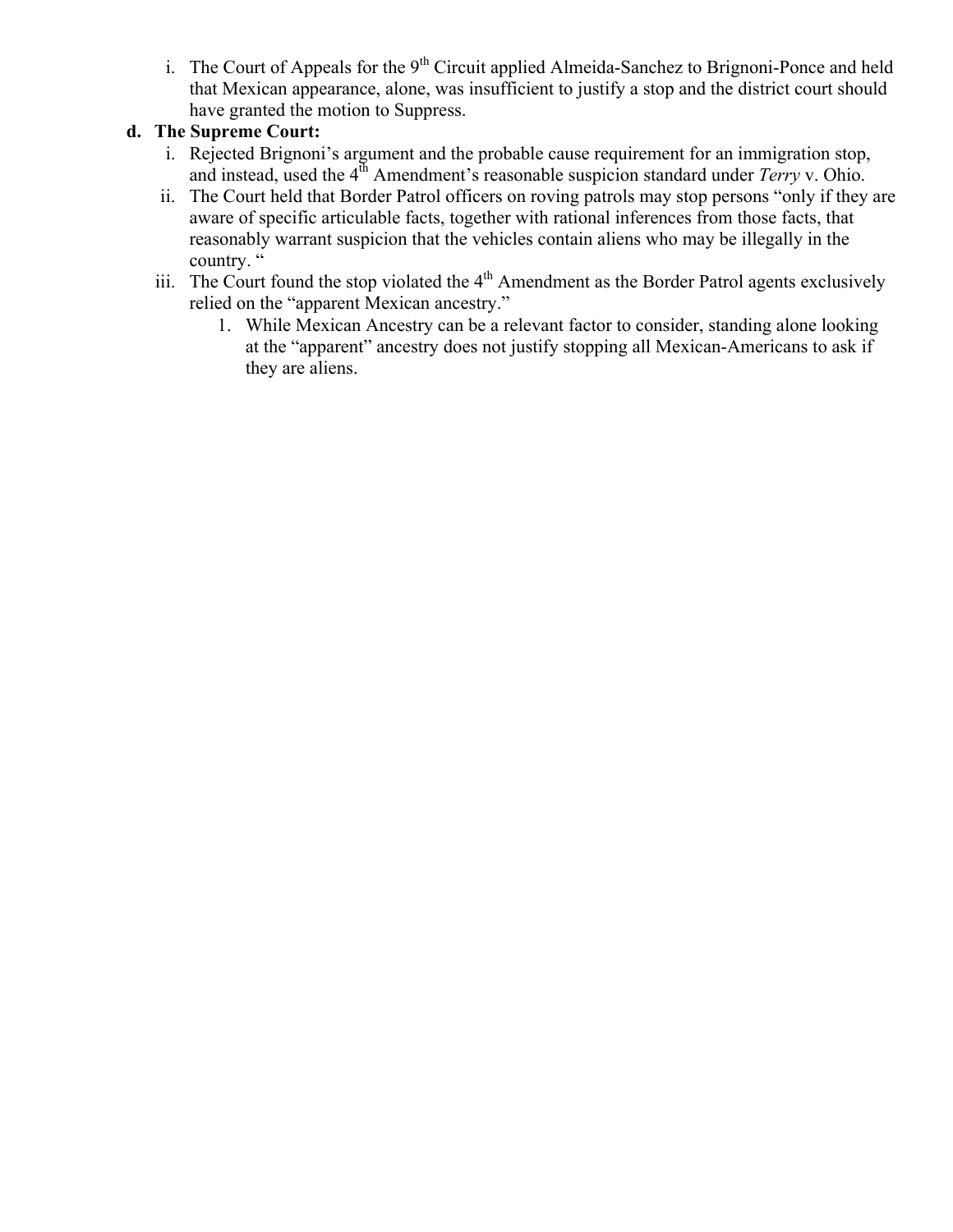i. The Court of Appeals for the 9th Circuit applied Almeida-Sanchez to Brignoni-Ponce and held that Mexican appearance, alone, was insufficient to justify a stop and the district court should have granted the motion to Suppress.

**d. The Supreme Court:**

   i. Rejected Brignoni's argument and the probable cause requirement for an immigration stop, and instead, used the 4th Amendment's reasonable suspicion standard under *Terry* v. Ohio.

   ii. The Court held that Border Patrol officers on roving patrols may stop persons "only if they are aware of specific articulable facts, together with rational inferences from those facts, that reasonably warrant suspicion that the vehicles contain aliens who may be illegally in the country. "

   iii. The Court found the stop violated the 4th Amendment as the Border Patrol agents exclusively relied on the "apparent Mexican ancestry."

      1. While Mexican Ancestry can be a relevant factor to consider, standing alone looking at the "apparent" ancestry does not justify stopping all Mexican-Americans to ask if they are aliens.